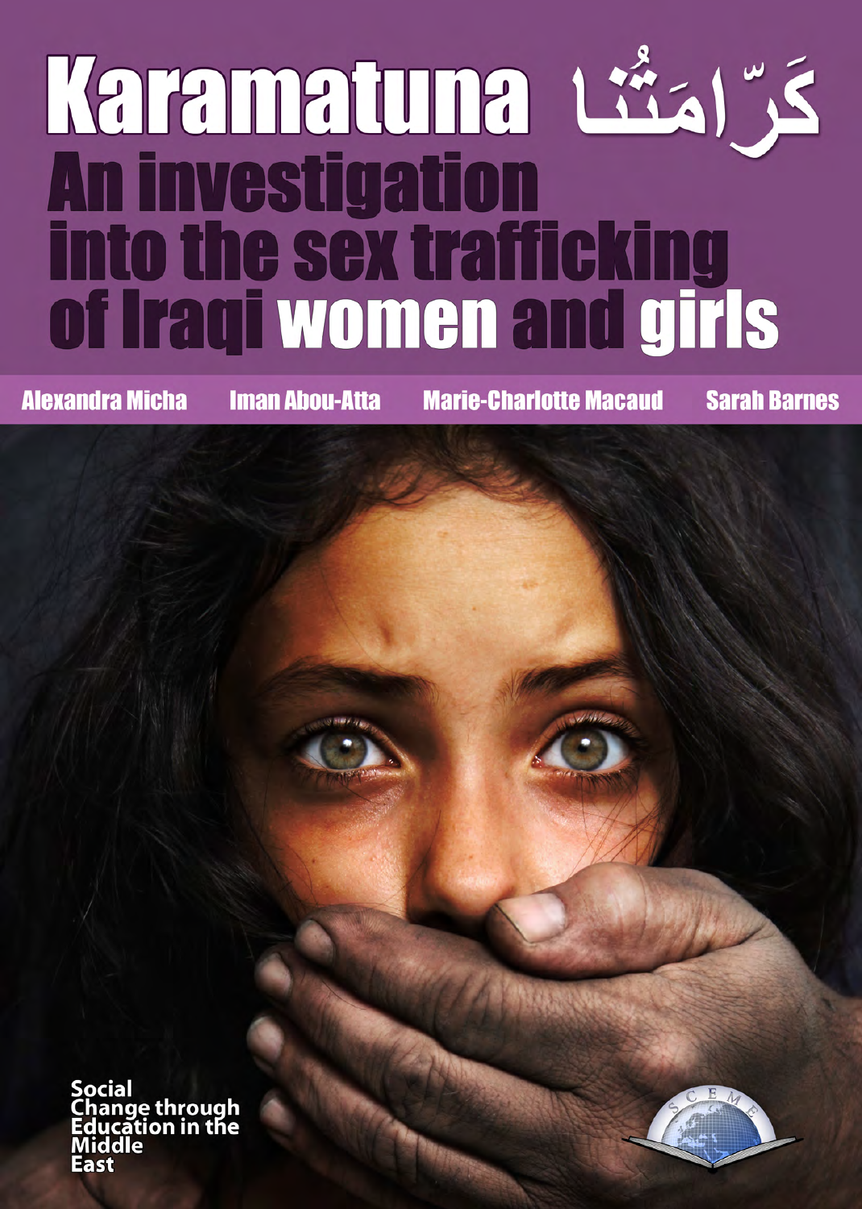# Karamatuna كَرّامَتُنا

## An investigation into the sex trafficking of Iraqi women and girls

Alexandra Micha    Iman Abou-Atta    Marie-Charlotte Macaud    Sarah Barnes

Social Change through Education in the Middle East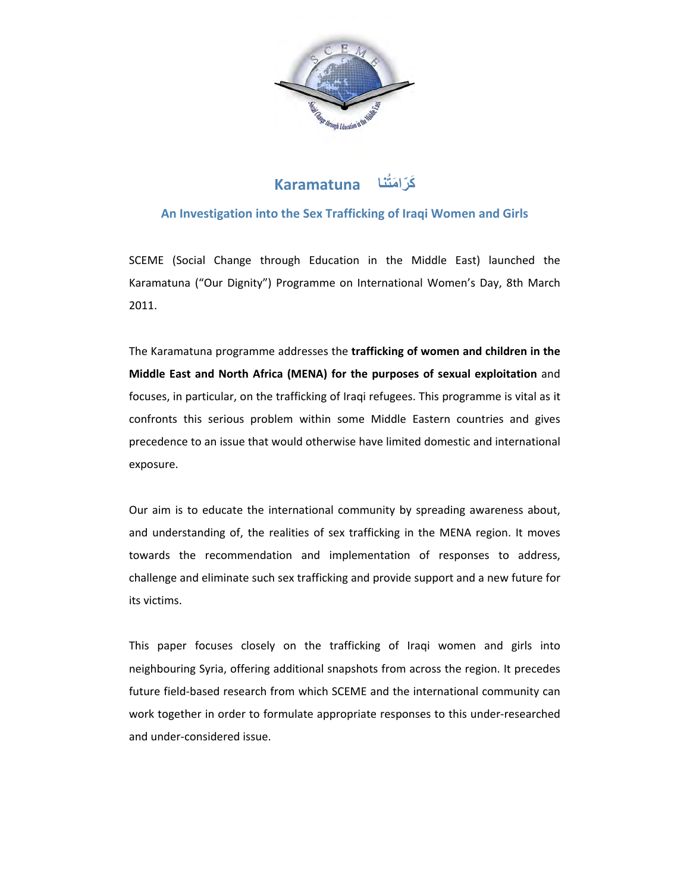# Karamatuna كَرَامَتُنَا

## An Investigation into the Sex Trafficking of Iraqi Women and Girls

SCEME (Social Change through Education in the Middle East) launched the Karamatuna ("Our Dignity") Programme on International Women's Day, 8th March 2011.

The Karamatuna programme addresses the **trafficking of women and children in the Middle East and North Africa (MENA) for the purposes of sexual exploitation** and focuses, in particular, on the trafficking of Iraqi refugees. This programme is vital as it confronts this serious problem within some Middle Eastern countries and gives precedence to an issue that would otherwise have limited domestic and international exposure.

Our aim is to educate the international community by spreading awareness about, and understanding of, the realities of sex trafficking in the MENA region. It moves towards the recommendation and implementation of responses to address, challenge and eliminate such sex trafficking and provide support and a new future for its victims.

This paper focuses closely on the trafficking of Iraqi women and girls into neighbouring Syria, offering additional snapshots from across the region. It precedes future field-based research from which SCEME and the international community can work together in order to formulate appropriate responses to this under-researched and under-considered issue.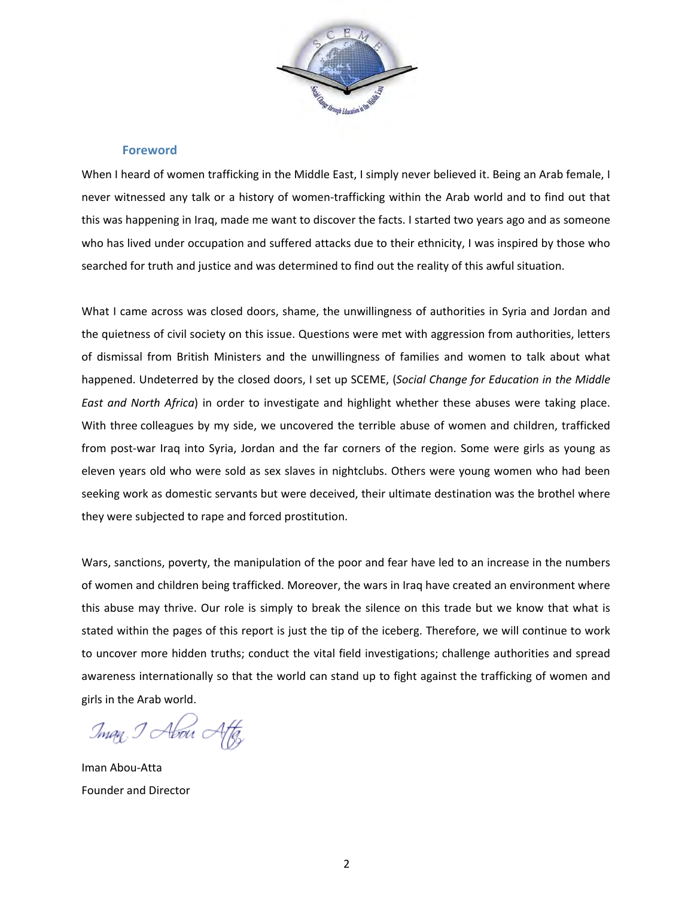## Foreword

When I heard of women trafficking in the Middle East, I simply never believed it. Being an Arab female, I never witnessed any talk or a history of women-trafficking within the Arab world and to find out that this was happening in Iraq, made me want to discover the facts. I started two years ago and as someone who has lived under occupation and suffered attacks due to their ethnicity, I was inspired by those who searched for truth and justice and was determined to find out the reality of this awful situation.

What I came across was closed doors, shame, the unwillingness of authorities in Syria and Jordan and the quietness of civil society on this issue. Questions were met with aggression from authorities, letters of dismissal from British Ministers and the unwillingness of families and women to talk about what happened. Undeterred by the closed doors, I set up SCEME, (*Social Change for Education in the Middle East and North Africa*) in order to investigate and highlight whether these abuses were taking place. With three colleagues by my side, we uncovered the terrible abuse of women and children, trafficked from post-war Iraq into Syria, Jordan and the far corners of the region. Some were girls as young as eleven years old who were sold as sex slaves in nightclubs. Others were young women who had been seeking work as domestic servants but were deceived, their ultimate destination was the brothel where they were subjected to rape and forced prostitution.

Wars, sanctions, poverty, the manipulation of the poor and fear have led to an increase in the numbers of women and children being trafficked. Moreover, the wars in Iraq have created an environment where this abuse may thrive. Our role is simply to break the silence on this trade but we know that what is stated within the pages of this report is just the tip of the iceberg. Therefore, we will continue to work to uncover more hidden truths; conduct the vital field investigations; challenge authorities and spread awareness internationally so that the world can stand up to fight against the trafficking of women and girls in the Arab world.

*Iman I Abou Atta*

Iman Abou-Atta
Founder and Director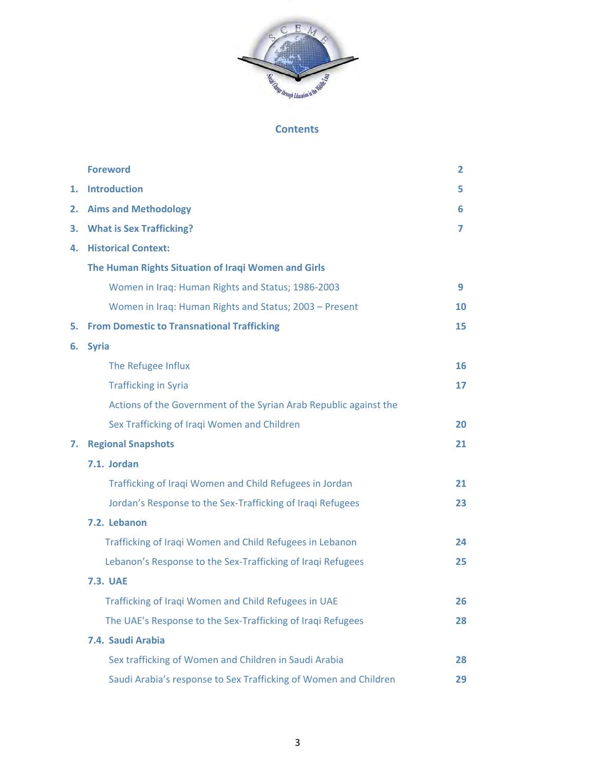# Contents

| | | |
|---|---|---|
| | **Foreword** | **2** |
| **1.** | **Introduction** | **5** |
| **2.** | **Aims and Methodology** | **6** |
| **3.** | **What is Sex Trafficking?** | **7** |
| **4.** | **Historical Context:** | |
| | **The Human Rights Situation of Iraqi Women and Girls** | |
| | Women in Iraq: Human Rights and Status; 1986-2003 | **9** |
| | Women in Iraq: Human Rights and Status; 2003 – Present | **10** |
| **5.** | **From Domestic to Transnational Trafficking** | **15** |
| **6.** | **Syria** | |
| | The Refugee Influx | **16** |
| | Trafficking in Syria | **17** |
| | Actions of the Government of the Syrian Arab Republic against the Sex Trafficking of Iraqi Women and Children | **20** |
| **7.** | **Regional Snapshots** | **21** |
| | **7.1. Jordan** | |
| | Trafficking of Iraqi Women and Child Refugees in Jordan | **21** |
| | Jordan's Response to the Sex-Trafficking of Iraqi Refugees | **23** |
| | **7.2. Lebanon** | |
| | Trafficking of Iraqi Women and Child Refugees in Lebanon | **24** |
| | Lebanon's Response to the Sex-Trafficking of Iraqi Refugees | **25** |
| | **7.3. UAE** | |
| | Trafficking of Iraqi Women and Child Refugees in UAE | **26** |
| | The UAE's Response to the Sex-Trafficking of Iraqi Refugees | **28** |
| | **7.4. Saudi Arabia** | |
| | Sex trafficking of Women and Children in Saudi Arabia | **28** |
| | Saudi Arabia's response to Sex Trafficking of Women and Children | **29** |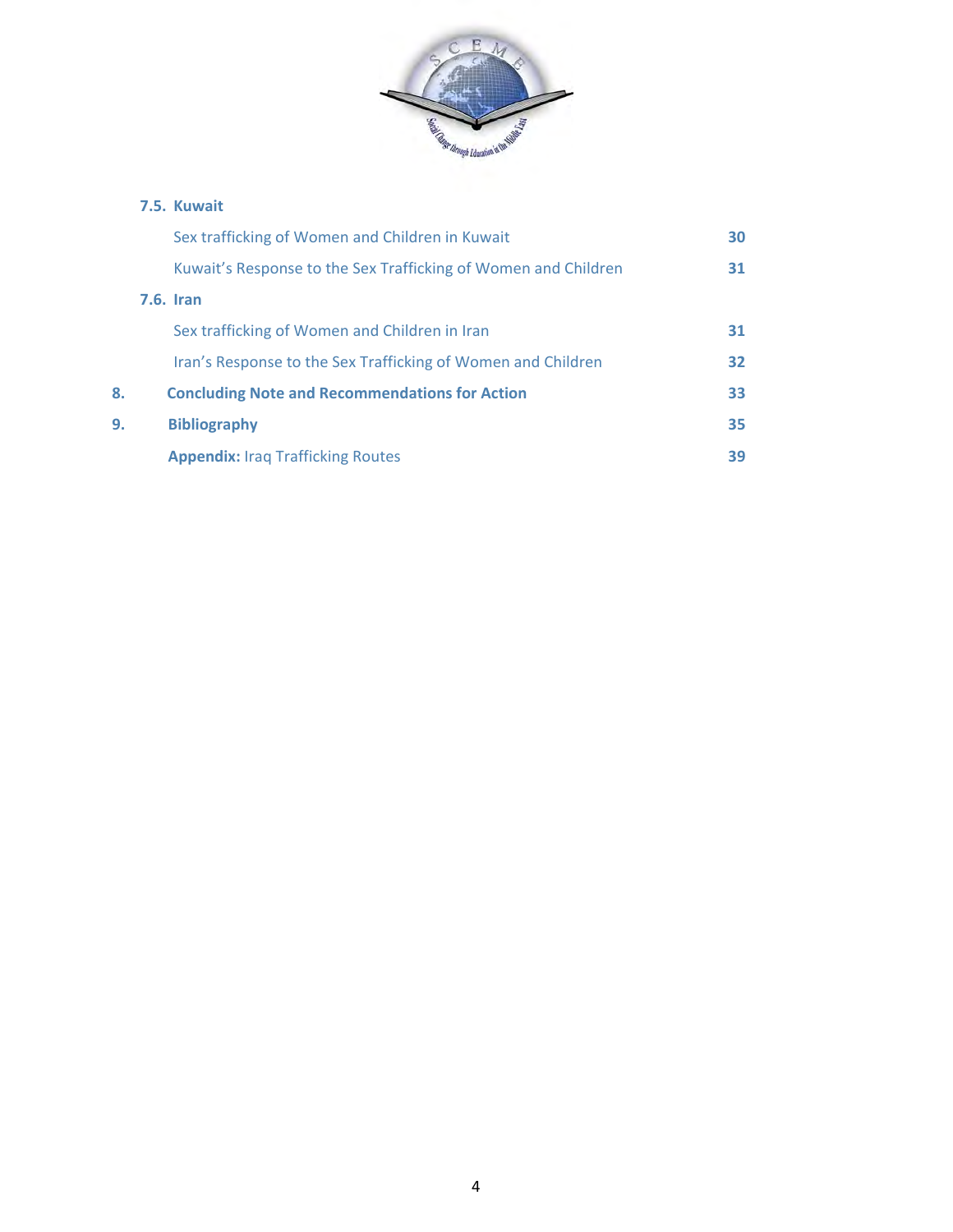**7.5. Kuwait**

| | |
|---|---|
| Sex trafficking of Women and Children in Kuwait | 30 |
| Kuwait's Response to the Sex Trafficking of Women and Children | 31 |

**7.6. Iran**

| | |
|---|---|
| Sex trafficking of Women and Children in Iran | 31 |
| Iran's Response to the Sex Trafficking of Women and Children | 32 |

| | | |
|---|---|---|
| **8.** | **Concluding Note and Recommendations for Action** | **33** |
| **9.** | **Bibliography** | **35** |
| | **Appendix:** Iraq Trafficking Routes | **39** |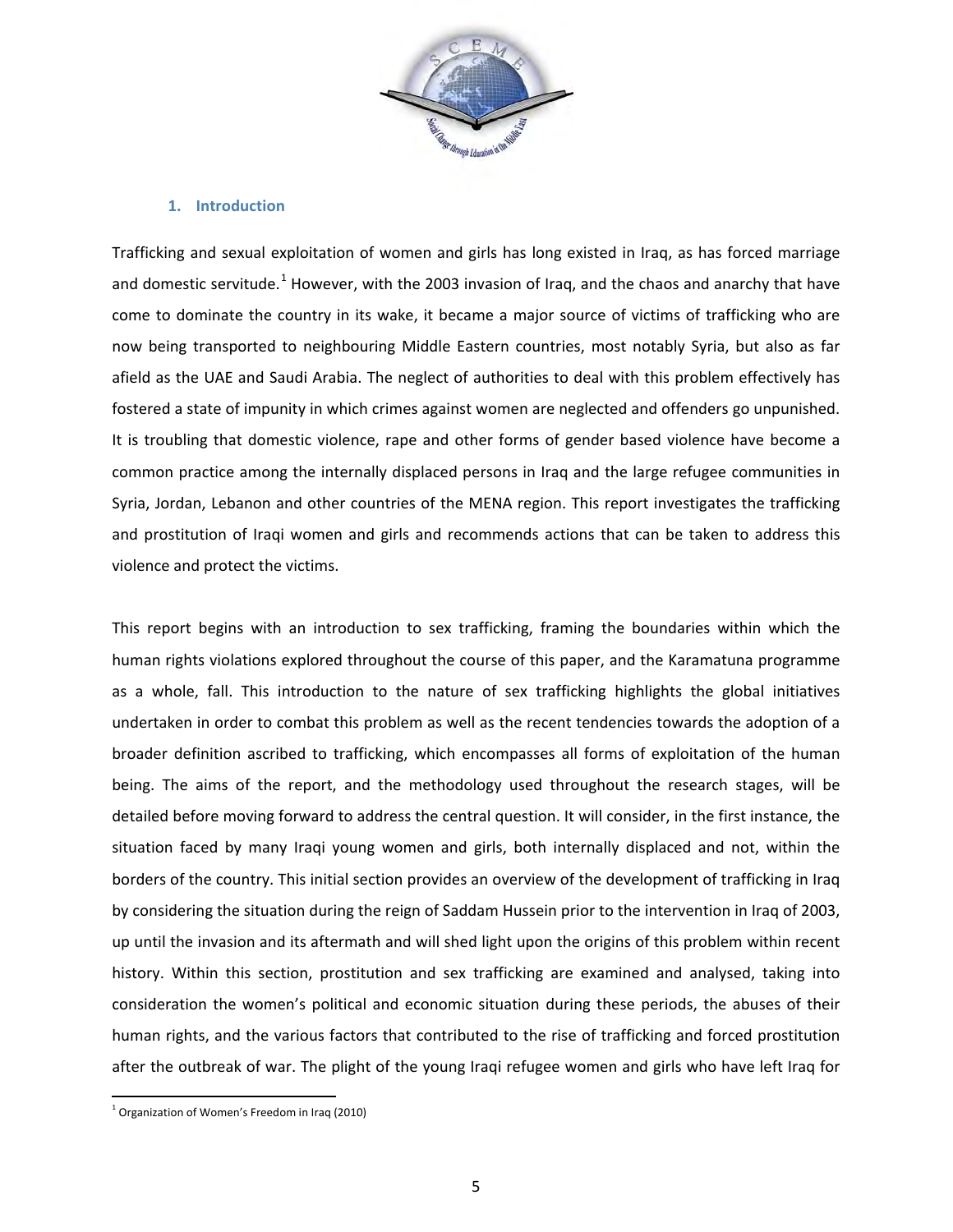## 1. Introduction

Trafficking and sexual exploitation of women and girls has long existed in Iraq, as has forced marriage and domestic servitude.[1] However, with the 2003 invasion of Iraq, and the chaos and anarchy that have come to dominate the country in its wake, it became a major source of victims of trafficking who are now being transported to neighbouring Middle Eastern countries, most notably Syria, but also as far afield as the UAE and Saudi Arabia. The neglect of authorities to deal with this problem effectively has fostered a state of impunity in which crimes against women are neglected and offenders go unpunished. It is troubling that domestic violence, rape and other forms of gender based violence have become a common practice among the internally displaced persons in Iraq and the large refugee communities in Syria, Jordan, Lebanon and other countries of the MENA region. This report investigates the trafficking and prostitution of Iraqi women and girls and recommends actions that can be taken to address this violence and protect the victims.

This report begins with an introduction to sex trafficking, framing the boundaries within which the human rights violations explored throughout the course of this paper, and the Karamatuna programme as a whole, fall. This introduction to the nature of sex trafficking highlights the global initiatives undertaken in order to combat this problem as well as the recent tendencies towards the adoption of a broader definition ascribed to trafficking, which encompasses all forms of exploitation of the human being. The aims of the report, and the methodology used throughout the research stages, will be detailed before moving forward to address the central question. It will consider, in the first instance, the situation faced by many Iraqi young women and girls, both internally displaced and not, within the borders of the country. This initial section provides an overview of the development of trafficking in Iraq by considering the situation during the reign of Saddam Hussein prior to the intervention in Iraq of 2003, up until the invasion and its aftermath and will shed light upon the origins of this problem within recent history. Within this section, prostitution and sex trafficking are examined and analysed, taking into consideration the women's political and economic situation during these periods, the abuses of their human rights, and the various factors that contributed to the rise of trafficking and forced prostitution after the outbreak of war. The plight of the young Iraqi refugee women and girls who have left Iraq for

---

[1] Organization of Women's Freedom in Iraq (2010)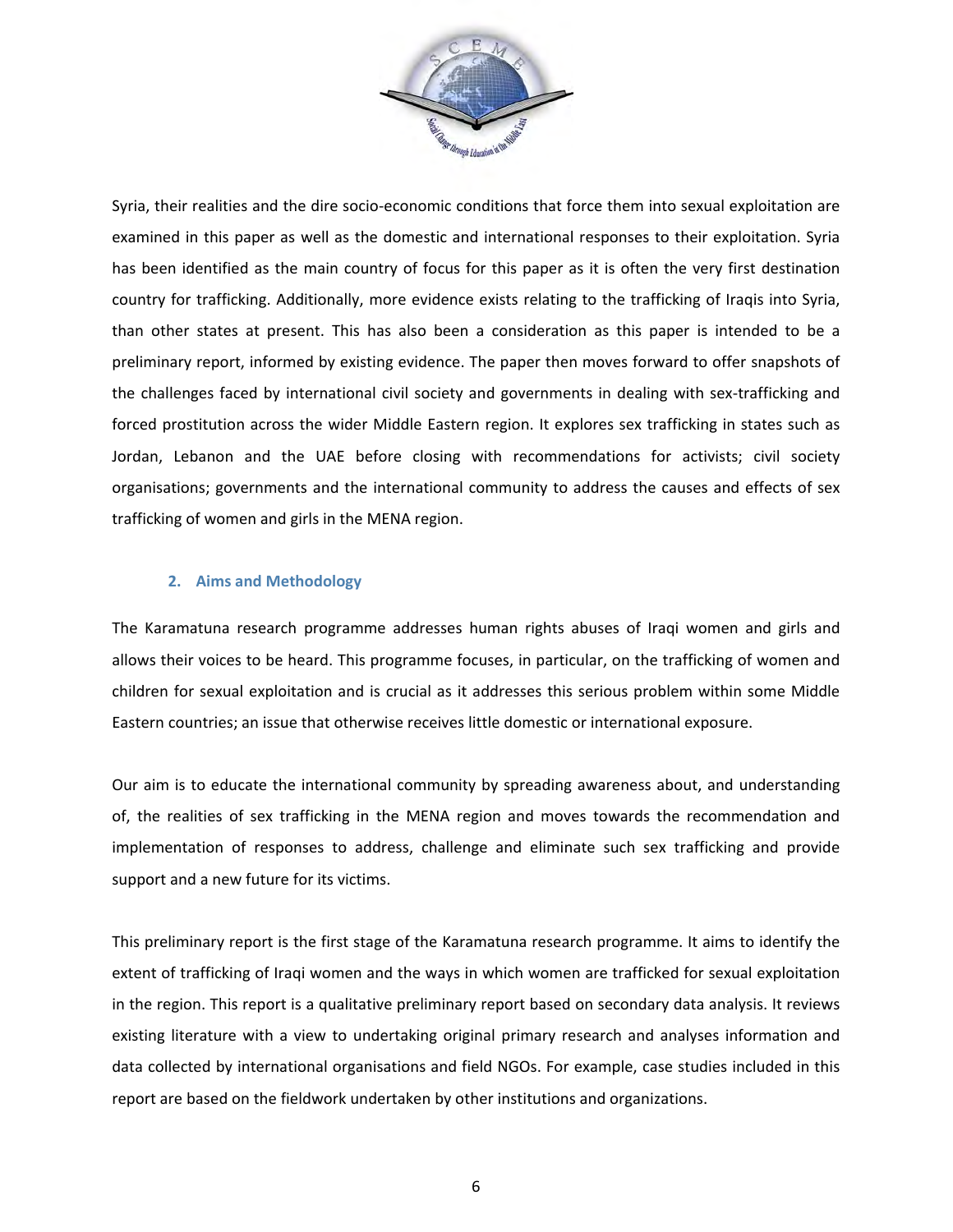Syria, their realities and the dire socio-economic conditions that force them into sexual exploitation are examined in this paper as well as the domestic and international responses to their exploitation. Syria has been identified as the main country of focus for this paper as it is often the very first destination country for trafficking. Additionally, more evidence exists relating to the trafficking of Iraqis into Syria, than other states at present. This has also been a consideration as this paper is intended to be a preliminary report, informed by existing evidence. The paper then moves forward to offer snapshots of the challenges faced by international civil society and governments in dealing with sex-trafficking and forced prostitution across the wider Middle Eastern region. It explores sex trafficking in states such as Jordan, Lebanon and the UAE before closing with recommendations for activists; civil society organisations; governments and the international community to address the causes and effects of sex trafficking of women and girls in the MENA region.

## 2. Aims and Methodology

The Karamatuna research programme addresses human rights abuses of Iraqi women and girls and allows their voices to be heard. This programme focuses, in particular, on the trafficking of women and children for sexual exploitation and is crucial as it addresses this serious problem within some Middle Eastern countries; an issue that otherwise receives little domestic or international exposure.

Our aim is to educate the international community by spreading awareness about, and understanding of, the realities of sex trafficking in the MENA region and moves towards the recommendation and implementation of responses to address, challenge and eliminate such sex trafficking and provide support and a new future for its victims.

This preliminary report is the first stage of the Karamatuna research programme. It aims to identify the extent of trafficking of Iraqi women and the ways in which women are trafficked for sexual exploitation in the region. This report is a qualitative preliminary report based on secondary data analysis. It reviews existing literature with a view to undertaking original primary research and analyses information and data collected by international organisations and field NGOs. For example, case studies included in this report are based on the fieldwork undertaken by other institutions and organizations.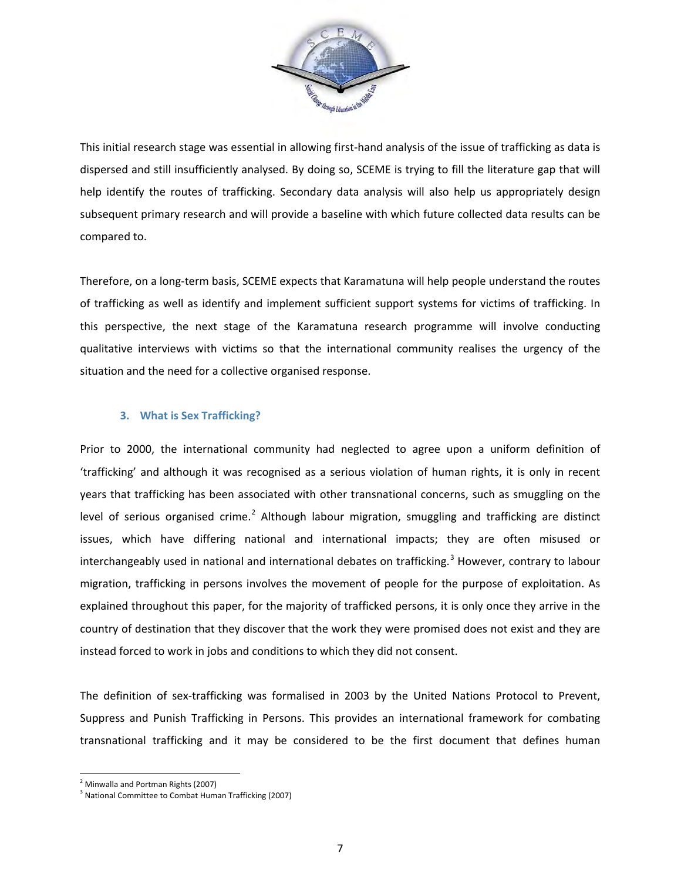This initial research stage was essential in allowing first-hand analysis of the issue of trafficking as data is dispersed and still insufficiently analysed. By doing so, SCEME is trying to fill the literature gap that will help identify the routes of trafficking. Secondary data analysis will also help us appropriately design subsequent primary research and will provide a baseline with which future collected data results can be compared to.

Therefore, on a long-term basis, SCEME expects that Karamatuna will help people understand the routes of trafficking as well as identify and implement sufficient support systems for victims of trafficking. In this perspective, the next stage of the Karamatuna research programme will involve conducting qualitative interviews with victims so that the international community realises the urgency of the situation and the need for a collective organised response.

## 3. What is Sex Trafficking?

Prior to 2000, the international community had neglected to agree upon a uniform definition of 'trafficking' and although it was recognised as a serious violation of human rights, it is only in recent years that trafficking has been associated with other transnational concerns, such as smuggling on the level of serious organised crime.[2] Although labour migration, smuggling and trafficking are distinct issues, which have differing national and international impacts; they are often misused or interchangeably used in national and international debates on trafficking.[3] However, contrary to labour migration, trafficking in persons involves the movement of people for the purpose of exploitation. As explained throughout this paper, for the majority of trafficked persons, it is only once they arrive in the country of destination that they discover that the work they were promised does not exist and they are instead forced to work in jobs and conditions to which they did not consent.

The definition of sex-trafficking was formalised in 2003 by the United Nations Protocol to Prevent, Suppress and Punish Trafficking in Persons. This provides an international framework for combating transnational trafficking and it may be considered to be the first document that defines human

[2] Minwalla and Portman Rights (2007)

[3] National Committee to Combat Human Trafficking (2007)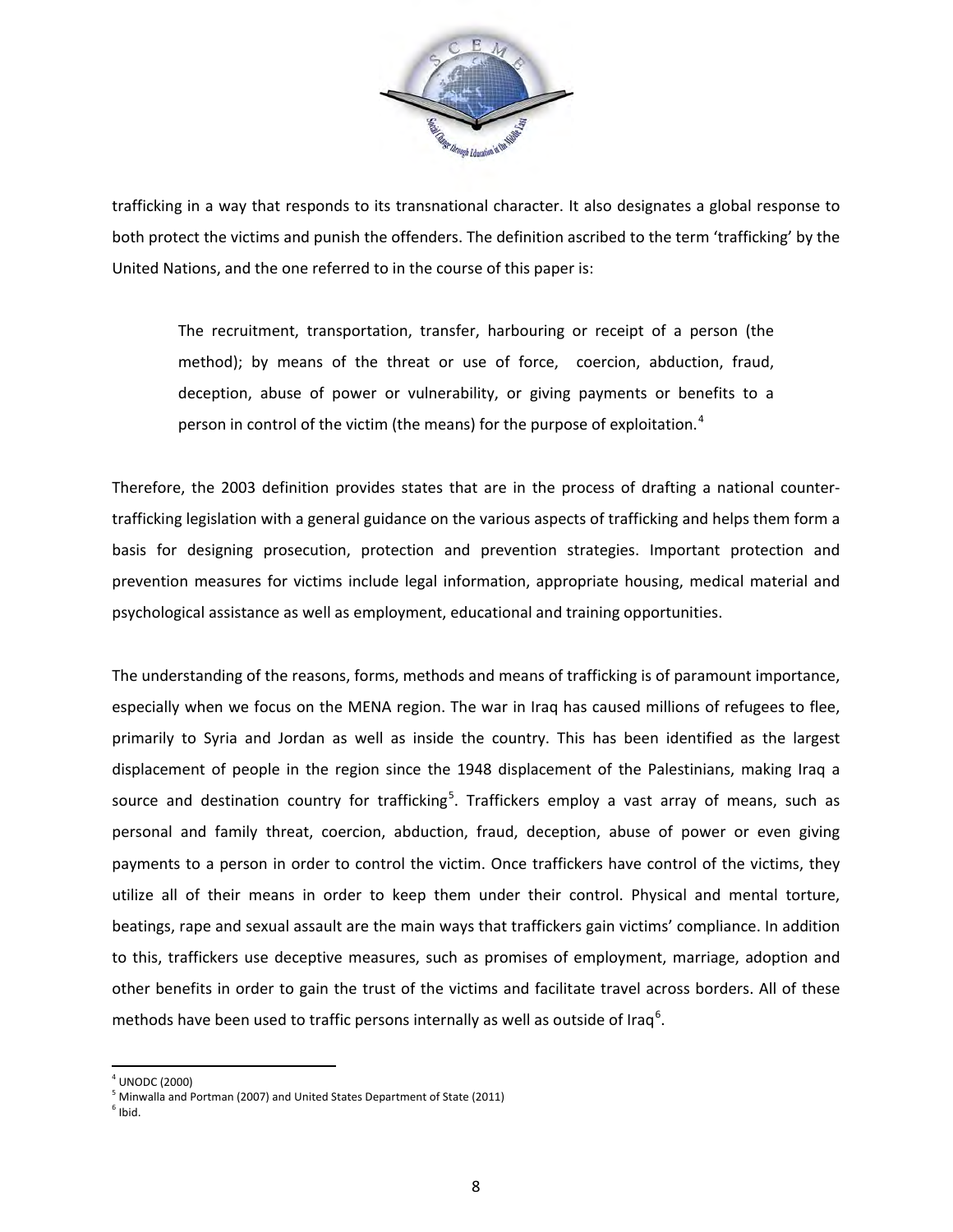trafficking in a way that responds to its transnational character. It also designates a global response to both protect the victims and punish the offenders. The definition ascribed to the term 'trafficking' by the United Nations, and the one referred to in the course of this paper is:

> The recruitment, transportation, transfer, harbouring or receipt of a person (the method); by means of the threat or use of force, coercion, abduction, fraud, deception, abuse of power or vulnerability, or giving payments or benefits to a person in control of the victim (the means) for the purpose of exploitation.[4]

Therefore, the 2003 definition provides states that are in the process of drafting a national counter-trafficking legislation with a general guidance on the various aspects of trafficking and helps them form a basis for designing prosecution, protection and prevention strategies. Important protection and prevention measures for victims include legal information, appropriate housing, medical material and psychological assistance as well as employment, educational and training opportunities.

The understanding of the reasons, forms, methods and means of trafficking is of paramount importance, especially when we focus on the MENA region. The war in Iraq has caused millions of refugees to flee, primarily to Syria and Jordan as well as inside the country. This has been identified as the largest displacement of people in the region since the 1948 displacement of the Palestinians, making Iraq a source and destination country for trafficking[5]. Traffickers employ a vast array of means, such as personal and family threat, coercion, abduction, fraud, deception, abuse of power or even giving payments to a person in order to control the victim. Once traffickers have control of the victims, they utilize all of their means in order to keep them under their control. Physical and mental torture, beatings, rape and sexual assault are the main ways that traffickers gain victims' compliance. In addition to this, traffickers use deceptive measures, such as promises of employment, marriage, adoption and other benefits in order to gain the trust of the victims and facilitate travel across borders. All of these methods have been used to traffic persons internally as well as outside of Iraq[6].

---

[4] UNODC (2000)

[5] Minwalla and Portman (2007) and United States Department of State (2011)

[6] Ibid.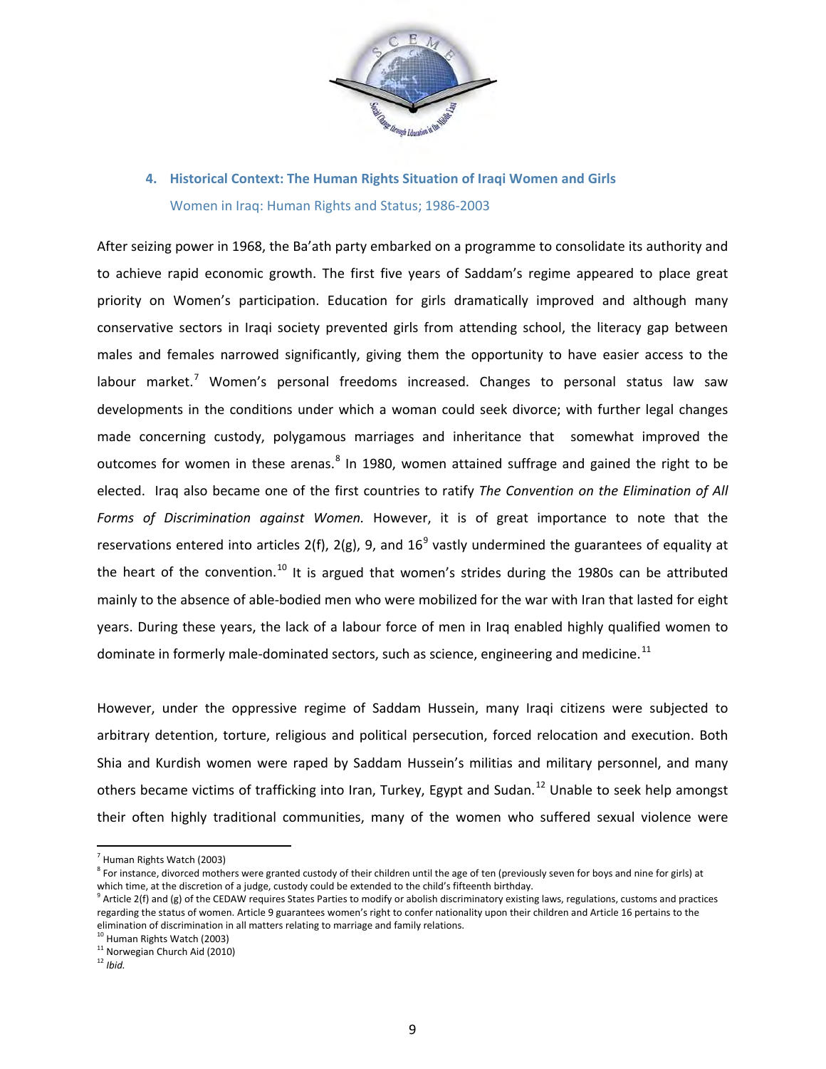## 4. Historical Context: The Human Rights Situation of Iraqi Women and Girls

### Women in Iraq: Human Rights and Status; 1986-2003

After seizing power in 1968, the Ba'ath party embarked on a programme to consolidate its authority and to achieve rapid economic growth. The first five years of Saddam's regime appeared to place great priority on Women's participation. Education for girls dramatically improved and although many conservative sectors in Iraqi society prevented girls from attending school, the literacy gap between males and females narrowed significantly, giving them the opportunity to have easier access to the labour market.[7] Women's personal freedoms increased. Changes to personal status law saw developments in the conditions under which a woman could seek divorce; with further legal changes made concerning custody, polygamous marriages and inheritance that somewhat improved the outcomes for women in these arenas.[8] In 1980, women attained suffrage and gained the right to be elected. Iraq also became one of the first countries to ratify *The Convention on the Elimination of All Forms of Discrimination against Women.* However, it is of great importance to note that the reservations entered into articles 2(f), 2(g), 9, and 16[9] vastly undermined the guarantees of equality at the heart of the convention.[10] It is argued that women's strides during the 1980s can be attributed mainly to the absence of able-bodied men who were mobilized for the war with Iran that lasted for eight years. During these years, the lack of a labour force of men in Iraq enabled highly qualified women to dominate in formerly male-dominated sectors, such as science, engineering and medicine.[11]

However, under the oppressive regime of Saddam Hussein, many Iraqi citizens were subjected to arbitrary detention, torture, religious and political persecution, forced relocation and execution. Both Shia and Kurdish women were raped by Saddam Hussein's militias and military personnel, and many others became victims of trafficking into Iran, Turkey, Egypt and Sudan.[12] Unable to seek help amongst their often highly traditional communities, many of the women who suffered sexual violence were

---

[7] Human Rights Watch (2003)

[8] For instance, divorced mothers were granted custody of their children until the age of ten (previously seven for boys and nine for girls) at which time, at the discretion of a judge, custody could be extended to the child's fifteenth birthday.

[9] Article 2(f) and (g) of the CEDAW requires States Parties to modify or abolish discriminatory existing laws, regulations, customs and practices regarding the status of women. Article 9 guarantees women's right to confer nationality upon their children and Article 16 pertains to the elimination of discrimination in all matters relating to marriage and family relations.

[10] Human Rights Watch (2003)

[11] Norwegian Church Aid (2010)

[12] *Ibid.*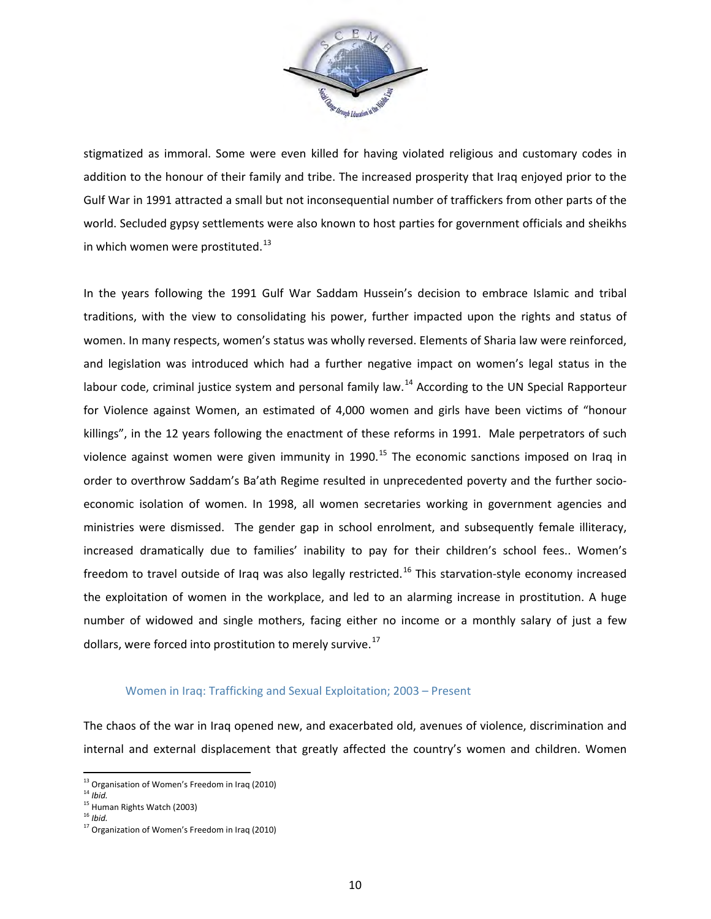stigmatized as immoral. Some were even killed for having violated religious and customary codes in addition to the honour of their family and tribe. The increased prosperity that Iraq enjoyed prior to the Gulf War in 1991 attracted a small but not inconsequential number of traffickers from other parts of the world. Secluded gypsy settlements were also known to host parties for government officials and sheikhs in which women were prostituted.[13]

In the years following the 1991 Gulf War Saddam Hussein's decision to embrace Islamic and tribal traditions, with the view to consolidating his power, further impacted upon the rights and status of women. In many respects, women's status was wholly reversed. Elements of Sharia law were reinforced, and legislation was introduced which had a further negative impact on women's legal status in the labour code, criminal justice system and personal family law.[14] According to the UN Special Rapporteur for Violence against Women, an estimated of 4,000 women and girls have been victims of "honour killings", in the 12 years following the enactment of these reforms in 1991. Male perpetrators of such violence against women were given immunity in 1990.[15] The economic sanctions imposed on Iraq in order to overthrow Saddam's Ba'ath Regime resulted in unprecedented poverty and the further socio-economic isolation of women. In 1998, all women secretaries working in government agencies and ministries were dismissed. The gender gap in school enrolment, and subsequently female illiteracy, increased dramatically due to families' inability to pay for their children's school fees.. Women's freedom to travel outside of Iraq was also legally restricted.[16] This starvation-style economy increased the exploitation of women in the workplace, and led to an alarming increase in prostitution. A huge number of widowed and single mothers, facing either no income or a monthly salary of just a few dollars, were forced into prostitution to merely survive.[17]

### Women in Iraq: Trafficking and Sexual Exploitation; 2003 – Present

The chaos of the war in Iraq opened new, and exacerbated old, avenues of violence, discrimination and internal and external displacement that greatly affected the country's women and children. Women

---

[13] Organisation of Women's Freedom in Iraq (2010)
[14] *Ibid.*
[15] Human Rights Watch (2003)
[16] *Ibid.*
[17] Organization of Women's Freedom in Iraq (2010)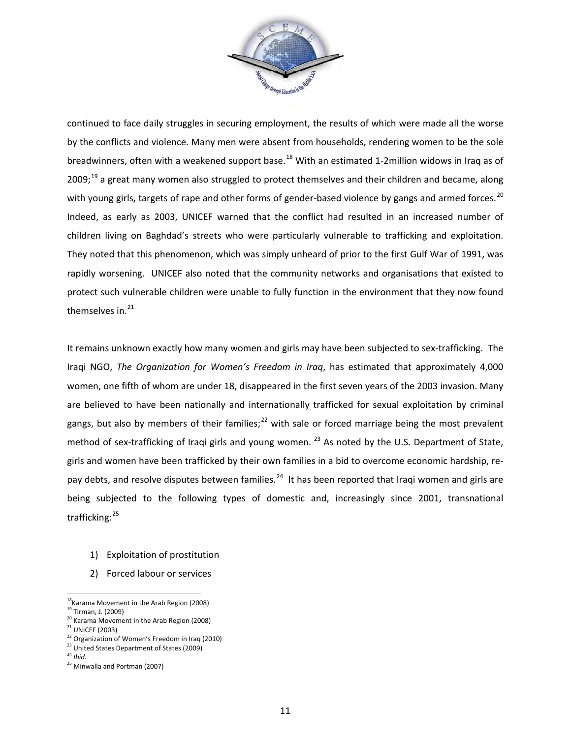continued to face daily struggles in securing employment, the results of which were made all the worse by the conflicts and violence. Many men were absent from households, rendering women to be the sole breadwinners, often with a weakened support base.[18] With an estimated 1-2million widows in Iraq as of 2009;[19] a great many women also struggled to protect themselves and their children and became, along with young girls, targets of rape and other forms of gender-based violence by gangs and armed forces.[20] Indeed, as early as 2003, UNICEF warned that the conflict had resulted in an increased number of children living on Baghdad's streets who were particularly vulnerable to trafficking and exploitation. They noted that this phenomenon, which was simply unheard of prior to the first Gulf War of 1991, was rapidly worsening. UNICEF also noted that the community networks and organisations that existed to protect such vulnerable children were unable to fully function in the environment that they now found themselves in.[21]

It remains unknown exactly how many women and girls may have been subjected to sex-trafficking. The Iraqi NGO, *The Organization for Women's Freedom in Iraq*, has estimated that approximately 4,000 women, one fifth of whom are under 18, disappeared in the first seven years of the 2003 invasion. Many are believed to have been nationally and internationally trafficked for sexual exploitation by criminal gangs, but also by members of their families;[22] with sale or forced marriage being the most prevalent method of sex-trafficking of Iraqi girls and young women. [23] As noted by the U.S. Department of State, girls and women have been trafficked by their own families in a bid to overcome economic hardship, re-pay debts, and resolve disputes between families.[24] It has been reported that Iraqi women and girls are being subjected to the following types of domestic and, increasingly since 2001, transnational trafficking:[25]

1) Exploitation of prostitution
2) Forced labour or services

---

[18] Karama Movement in the Arab Region (2008)
[19] Tirman, J. (2009)
[20] Karama Movement in the Arab Region (2008)
[21] UNICEF (2003)
[22] Organization of Women's Freedom in Iraq (2010)
[23] United States Department of States (2009)
[24] *Ibid.*
[25] Minwalla and Portman (2007)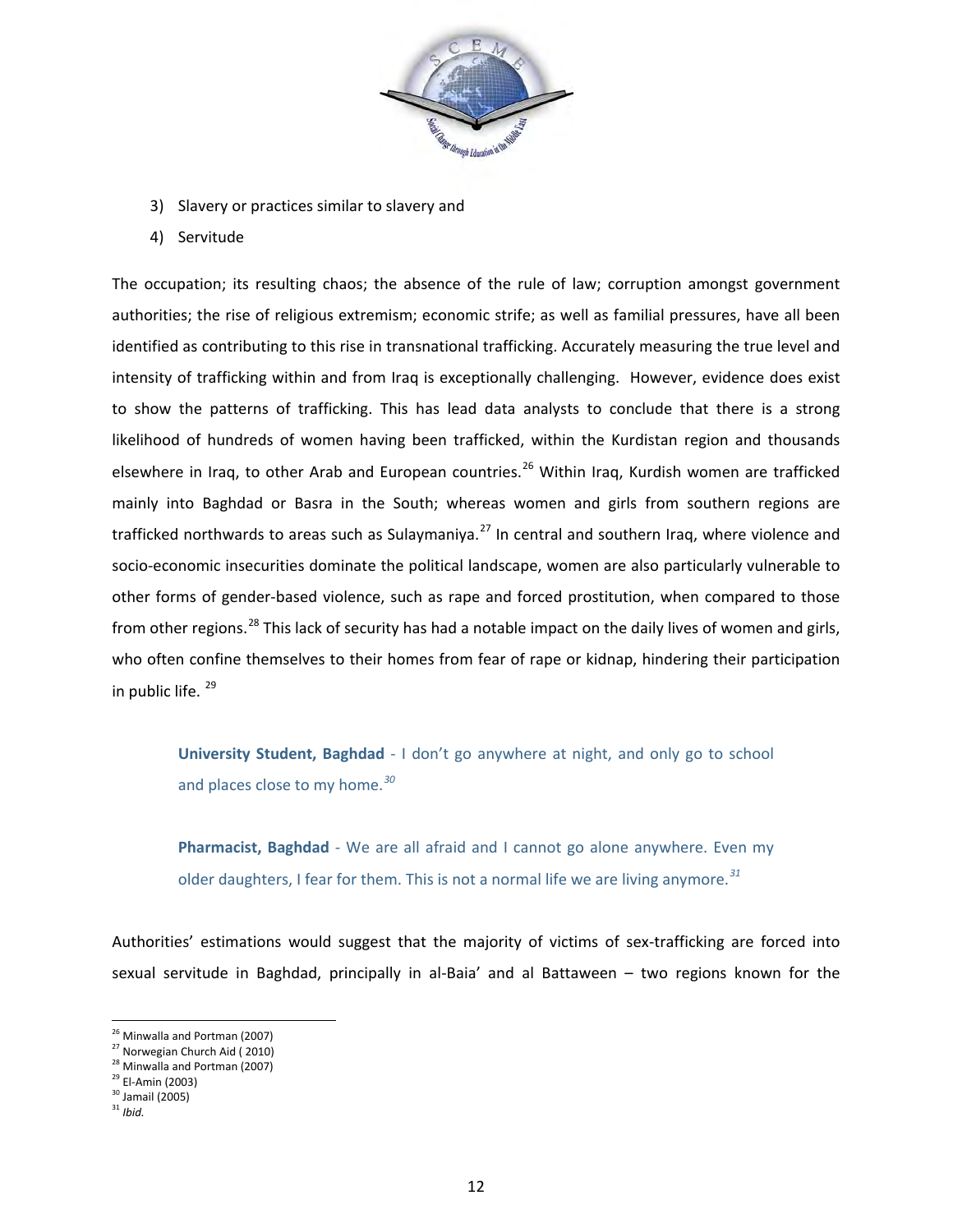3) Slavery or practices similar to slavery and
4) Servitude

The occupation; its resulting chaos; the absence of the rule of law; corruption amongst government authorities; the rise of religious extremism; economic strife; as well as familial pressures, have all been identified as contributing to this rise in transnational trafficking. Accurately measuring the true level and intensity of trafficking within and from Iraq is exceptionally challenging. However, evidence does exist to show the patterns of trafficking. This has lead data analysts to conclude that there is a strong likelihood of hundreds of women having been trafficked, within the Kurdistan region and thousands elsewhere in Iraq, to other Arab and European countries.[26] Within Iraq, Kurdish women are trafficked mainly into Baghdad or Basra in the South; whereas women and girls from southern regions are trafficked northwards to areas such as Sulaymaniya.[27] In central and southern Iraq, where violence and socio-economic insecurities dominate the political landscape, women are also particularly vulnerable to other forms of gender-based violence, such as rape and forced prostitution, when compared to those from other regions.[28] This lack of security has had a notable impact on the daily lives of women and girls, who often confine themselves to their homes from fear of rape or kidnap, hindering their participation in public life. [29]

> **University Student, Baghdad** - I don't go anywhere at night, and only go to school and places close to my home.[30]
>
> **Pharmacist, Baghdad** - We are all afraid and I cannot go alone anywhere. Even my older daughters, I fear for them. This is not a normal life we are living anymore.[31]

Authorities' estimations would suggest that the majority of victims of sex-trafficking are forced into sexual servitude in Baghdad, principally in al-Baia' and al Battaween – two regions known for the

---

[26] Minwalla and Portman (2007)
[27] Norwegian Church Aid ( 2010)
[28] Minwalla and Portman (2007)
[29] El-Amin (2003)
[30] Jamail (2005)
[31] *Ibid.*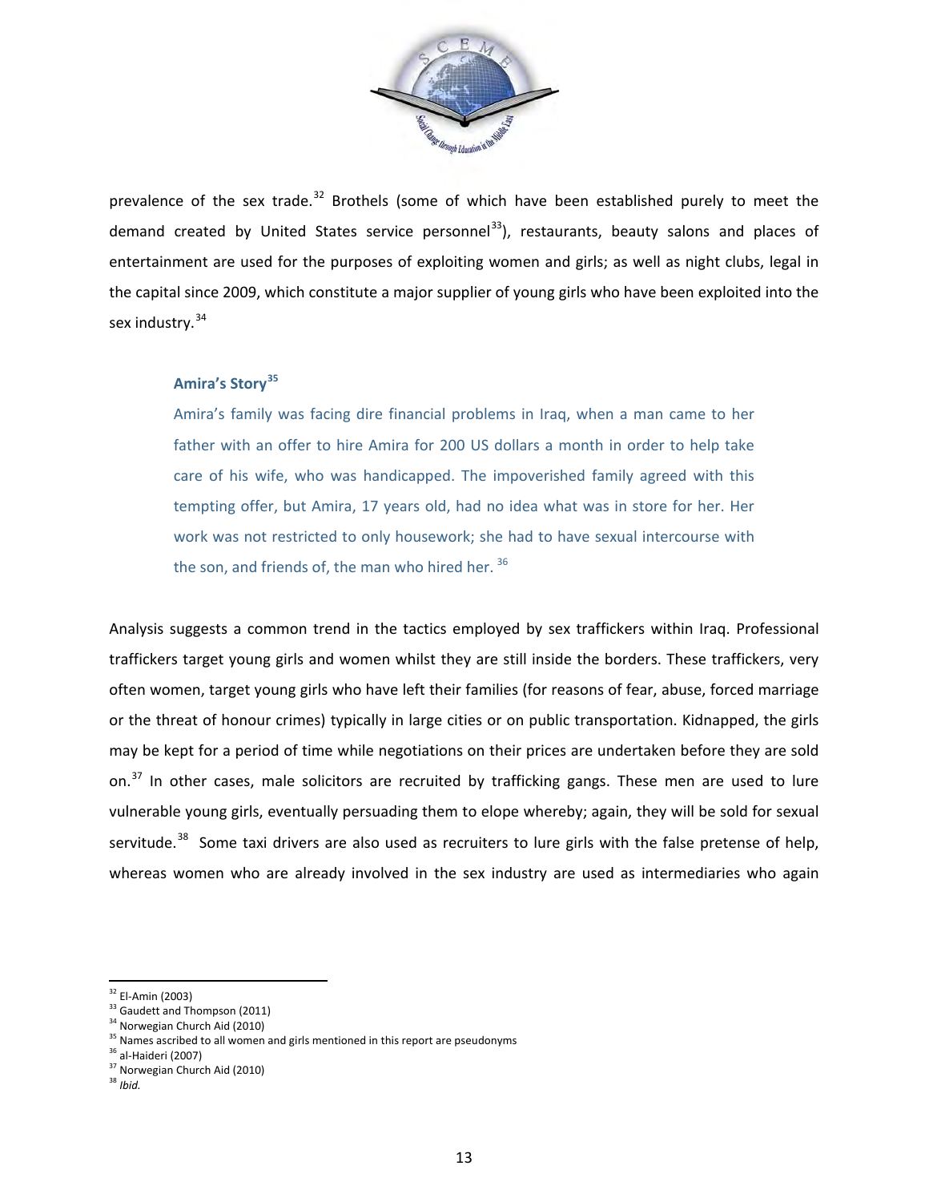prevalence of the sex trade.[32] Brothels (some of which have been established purely to meet the demand created by United States service personnel[33]), restaurants, beauty salons and places of entertainment are used for the purposes of exploiting women and girls; as well as night clubs, legal in the capital since 2009, which constitute a major supplier of young girls who have been exploited into the sex industry.[34]

> **Amira's Story[35]**
>
> Amira's family was facing dire financial problems in Iraq, when a man came to her father with an offer to hire Amira for 200 US dollars a month in order to help take care of his wife, who was handicapped. The impoverished family agreed with this tempting offer, but Amira, 17 years old, had no idea what was in store for her. Her work was not restricted to only housework; she had to have sexual intercourse with the son, and friends of, the man who hired her.[36]

Analysis suggests a common trend in the tactics employed by sex traffickers within Iraq. Professional traffickers target young girls and women whilst they are still inside the borders. These traffickers, very often women, target young girls who have left their families (for reasons of fear, abuse, forced marriage or the threat of honour crimes) typically in large cities or on public transportation. Kidnapped, the girls may be kept for a period of time while negotiations on their prices are undertaken before they are sold on.[37] In other cases, male solicitors are recruited by trafficking gangs. These men are used to lure vulnerable young girls, eventually persuading them to elope whereby; again, they will be sold for sexual servitude.[38] Some taxi drivers are also used as recruiters to lure girls with the false pretense of help, whereas women who are already involved in the sex industry are used as intermediaries who again

---

[32] El-Amin (2003)
[33] Gaudett and Thompson (2011)
[34] Norwegian Church Aid (2010)
[35] Names ascribed to all women and girls mentioned in this report are pseudonyms
[36] al-Haideri (2007)
[37] Norwegian Church Aid (2010)
[38] *Ibid.*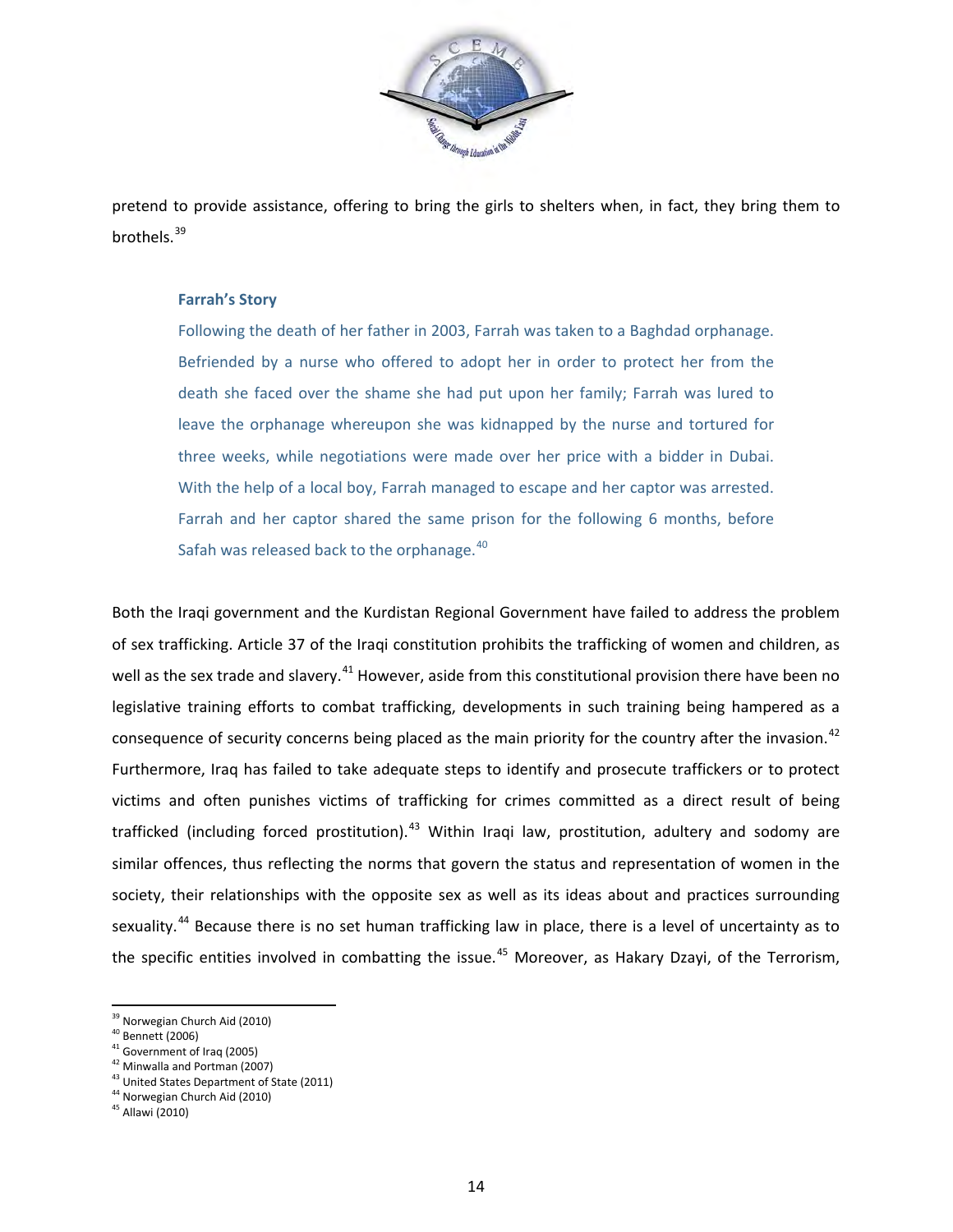pretend to provide assistance, offering to bring the girls to shelters when, in fact, they bring them to brothels.[39]

> **Farrah's Story**
>
> Following the death of her father in 2003, Farrah was taken to a Baghdad orphanage. Befriended by a nurse who offered to adopt her in order to protect her from the death she faced over the shame she had put upon her family; Farrah was lured to leave the orphanage whereupon she was kidnapped by the nurse and tortured for three weeks, while negotiations were made over her price with a bidder in Dubai. With the help of a local boy, Farrah managed to escape and her captor was arrested. Farrah and her captor shared the same prison for the following 6 months, before Safah was released back to the orphanage.[40]

Both the Iraqi government and the Kurdistan Regional Government have failed to address the problem of sex trafficking. Article 37 of the Iraqi constitution prohibits the trafficking of women and children, as well as the sex trade and slavery.[41] However, aside from this constitutional provision there have been no legislative training efforts to combat trafficking, developments in such training being hampered as a consequence of security concerns being placed as the main priority for the country after the invasion.[42] Furthermore, Iraq has failed to take adequate steps to identify and prosecute traffickers or to protect victims and often punishes victims of trafficking for crimes committed as a direct result of being trafficked (including forced prostitution).[43] Within Iraqi law, prostitution, adultery and sodomy are similar offences, thus reflecting the norms that govern the status and representation of women in the society, their relationships with the opposite sex as well as its ideas about and practices surrounding sexuality.[44] Because there is no set human trafficking law in place, there is a level of uncertainty as to the specific entities involved in combatting the issue.[45] Moreover, as Hakary Dzayi, of the Terrorism,

---

[39] Norwegian Church Aid (2010)
[40] Bennett (2006)
[41] Government of Iraq (2005)
[42] Minwalla and Portman (2007)
[43] United States Department of State (2011)
[44] Norwegian Church Aid (2010)
[45] Allawi (2010)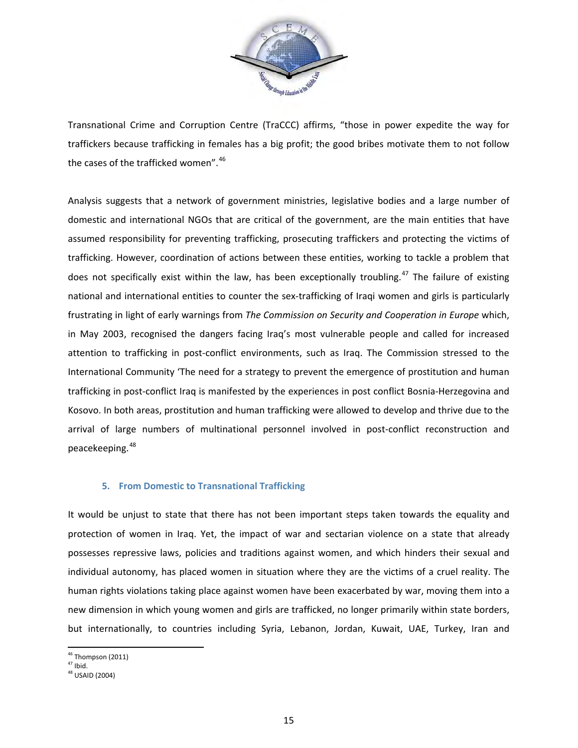Transnational Crime and Corruption Centre (TraCCC) affirms, "those in power expedite the way for traffickers because trafficking in females has a big profit; the good bribes motivate them to not follow the cases of the trafficked women".[46]

Analysis suggests that a network of government ministries, legislative bodies and a large number of domestic and international NGOs that are critical of the government, are the main entities that have assumed responsibility for preventing trafficking, prosecuting traffickers and protecting the victims of trafficking. However, coordination of actions between these entities, working to tackle a problem that does not specifically exist within the law, has been exceptionally troubling.[47] The failure of existing national and international entities to counter the sex-trafficking of Iraqi women and girls is particularly frustrating in light of early warnings from *The Commission on Security and Cooperation in Europe* which, in May 2003, recognised the dangers facing Iraq's most vulnerable people and called for increased attention to trafficking in post-conflict environments, such as Iraq. The Commission stressed to the International Community 'The need for a strategy to prevent the emergence of prostitution and human trafficking in post-conflict Iraq is manifested by the experiences in post conflict Bosnia-Herzegovina and Kosovo. In both areas, prostitution and human trafficking were allowed to develop and thrive due to the arrival of large numbers of multinational personnel involved in post-conflict reconstruction and peacekeeping.[48]

### 5. From Domestic to Transnational Trafficking

It would be unjust to state that there has not been important steps taken towards the equality and protection of women in Iraq. Yet, the impact of war and sectarian violence on a state that already possesses repressive laws, policies and traditions against women, and which hinders their sexual and individual autonomy, has placed women in situation where they are the victims of a cruel reality. The human rights violations taking place against women have been exacerbated by war, moving them into a new dimension in which young women and girls are trafficked, no longer primarily within state borders, but internationally, to countries including Syria, Lebanon, Jordan, Kuwait, UAE, Turkey, Iran and

[46] Thompson (2011)
[47] Ibid.
[48] USAID (2004)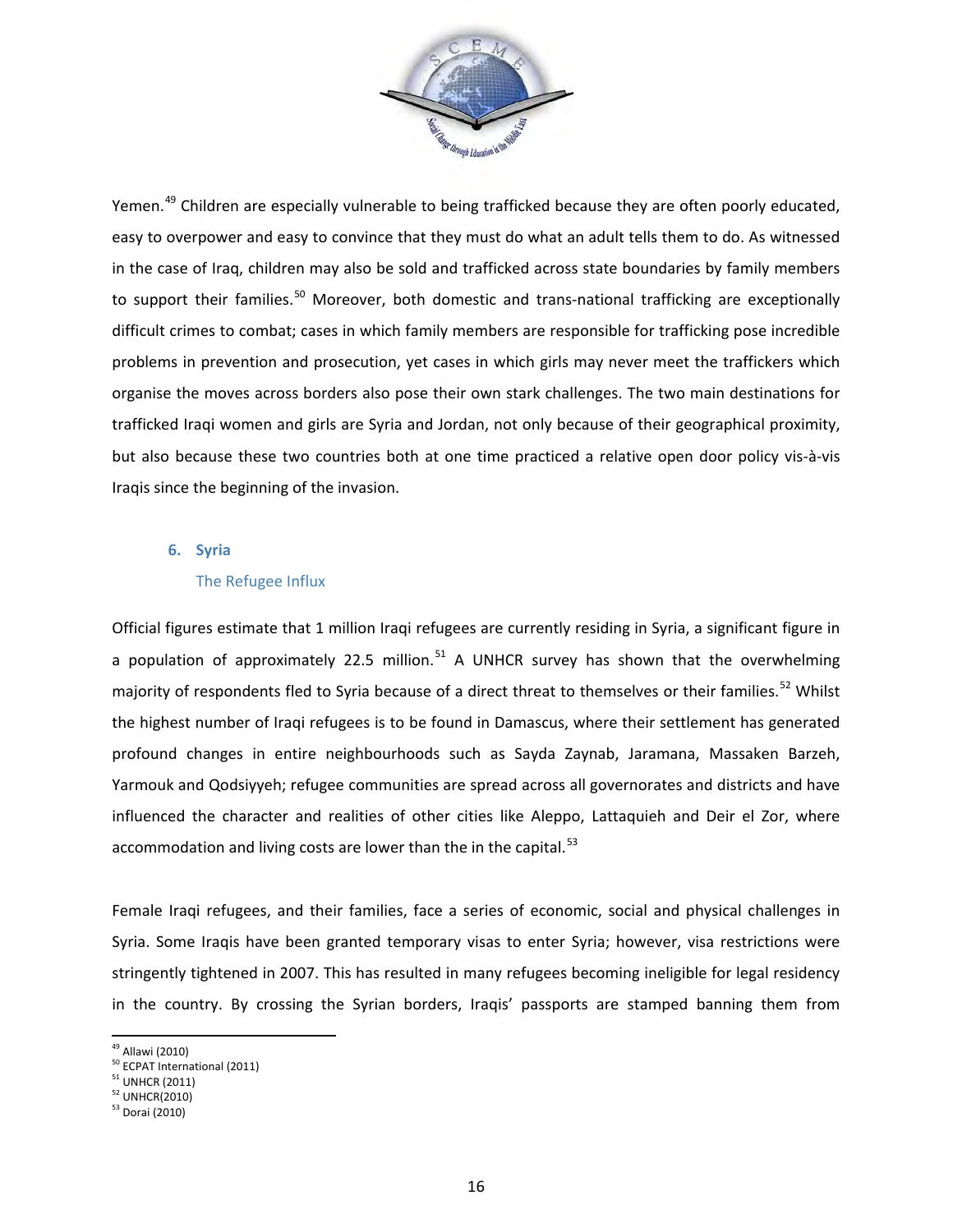Yemen.[49] Children are especially vulnerable to being trafficked because they are often poorly educated, easy to overpower and easy to convince that they must do what an adult tells them to do. As witnessed in the case of Iraq, children may also be sold and trafficked across state boundaries by family members to support their families.[50] Moreover, both domestic and trans-national trafficking are exceptionally difficult crimes to combat; cases in which family members are responsible for trafficking pose incredible problems in prevention and prosecution, yet cases in which girls may never meet the traffickers which organise the moves across borders also pose their own stark challenges. The two main destinations for trafficked Iraqi women and girls are Syria and Jordan, not only because of their geographical proximity, but also because these two countries both at one time practiced a relative open door policy vis-à-vis Iraqis since the beginning of the invasion.

## 6. Syria

### The Refugee Influx

Official figures estimate that 1 million Iraqi refugees are currently residing in Syria, a significant figure in a population of approximately 22.5 million.[51] A UNHCR survey has shown that the overwhelming majority of respondents fled to Syria because of a direct threat to themselves or their families.[52] Whilst the highest number of Iraqi refugees is to be found in Damascus, where their settlement has generated profound changes in entire neighbourhoods such as Sayda Zaynab, Jaramana, Massaken Barzeh, Yarmouk and Qodsiyyeh; refugee communities are spread across all governorates and districts and have influenced the character and realities of other cities like Aleppo, Lattaquieh and Deir el Zor, where accommodation and living costs are lower than the in the capital.[53]

Female Iraqi refugees, and their families, face a series of economic, social and physical challenges in Syria. Some Iraqis have been granted temporary visas to enter Syria; however, visa restrictions were stringently tightened in 2007. This has resulted in many refugees becoming ineligible for legal residency in the country. By crossing the Syrian borders, Iraqis' passports are stamped banning them from

---

[49] Allawi (2010)
[50] ECPAT International (2011)
[51] UNHCR (2011)
[52] UNHCR(2010)
[53] Dorai (2010)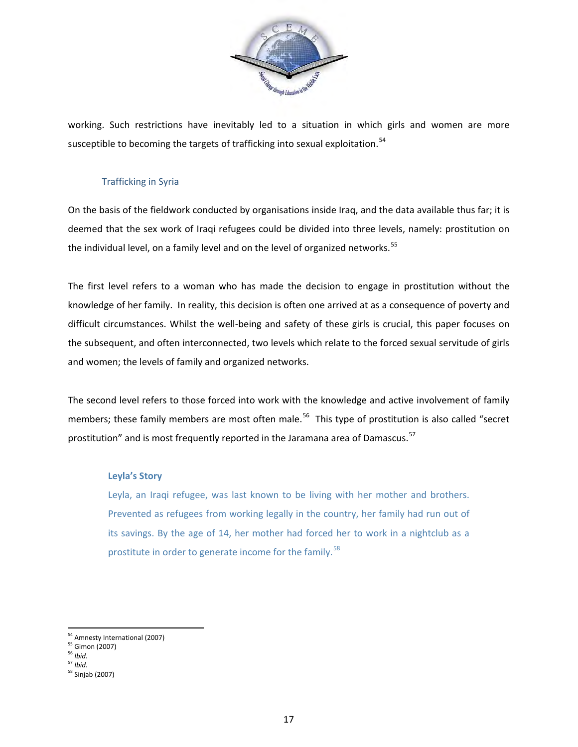working. Such restrictions have inevitably led to a situation in which girls and women are more susceptible to becoming the targets of trafficking into sexual exploitation.[54]

### Trafficking in Syria

On the basis of the fieldwork conducted by organisations inside Iraq, and the data available thus far; it is deemed that the sex work of Iraqi refugees could be divided into three levels, namely: prostitution on the individual level, on a family level and on the level of organized networks.[55]

The first level refers to a woman who has made the decision to engage in prostitution without the knowledge of her family. In reality, this decision is often one arrived at as a consequence of poverty and difficult circumstances. Whilst the well-being and safety of these girls is crucial, this paper focuses on the subsequent, and often interconnected, two levels which relate to the forced sexual servitude of girls and women; the levels of family and organized networks.

The second level refers to those forced into work with the knowledge and active involvement of family members; these family members are most often male.[56] This type of prostitution is also called "secret prostitution" and is most frequently reported in the Jaramana area of Damascus.[57]

> **Leyla's Story**
>
> Leyla, an Iraqi refugee, was last known to be living with her mother and brothers. Prevented as refugees from working legally in the country, her family had run out of its savings. By the age of 14, her mother had forced her to work in a nightclub as a prostitute in order to generate income for the family.[58]

---

[54] Amnesty International (2007)
[55] Gimon (2007)
[56] *Ibid.*
[57] *Ibid.*
[58] Sinjab (2007)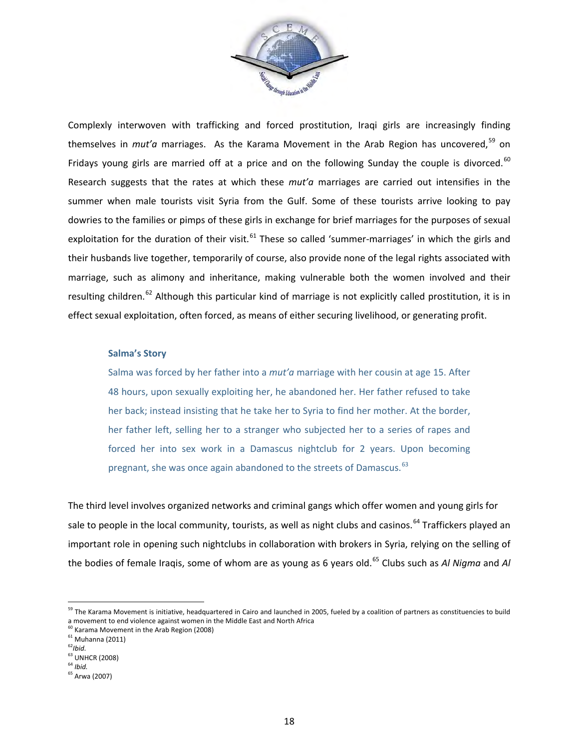Complexly interwoven with trafficking and forced prostitution, Iraqi girls are increasingly finding themselves in *mut'a* marriages. As the Karama Movement in the Arab Region has uncovered,[59] on Fridays young girls are married off at a price and on the following Sunday the couple is divorced.[60] Research suggests that the rates at which these *mut'a* marriages are carried out intensifies in the summer when male tourists visit Syria from the Gulf. Some of these tourists arrive looking to pay dowries to the families or pimps of these girls in exchange for brief marriages for the purposes of sexual exploitation for the duration of their visit.[61] These so called 'summer-marriages' in which the girls and their husbands live together, temporarily of course, also provide none of the legal rights associated with marriage, such as alimony and inheritance, making vulnerable both the women involved and their resulting children.[62] Although this particular kind of marriage is not explicitly called prostitution, it is in effect sexual exploitation, often forced, as means of either securing livelihood, or generating profit.

> **Salma's Story**
>
> Salma was forced by her father into a *mut'a* marriage with her cousin at age 15. After 48 hours, upon sexually exploiting her, he abandoned her. Her father refused to take her back; instead insisting that he take her to Syria to find her mother. At the border, her father left, selling her to a stranger who subjected her to a series of rapes and forced her into sex work in a Damascus nightclub for 2 years. Upon becoming pregnant, she was once again abandoned to the streets of Damascus.[63]

The third level involves organized networks and criminal gangs which offer women and young girls for sale to people in the local community, tourists, as well as night clubs and casinos.[64] Traffickers played an important role in opening such nightclubs in collaboration with brokers in Syria, relying on the selling of the bodies of female Iraqis, some of whom are as young as 6 years old.[65] Clubs such as *Al Nigma* and *Al*

---

[59] The Karama Movement is initiative, headquartered in Cairo and launched in 2005, fueled by a coalition of partners as constituencies to build a movement to end violence against women in the Middle East and North Africa

[60] Karama Movement in the Arab Region (2008)

[61] Muhanna (2011)

[62] *Ibid.*

[63] UNHCR (2008)

[64] *Ibid.*

[65] Arwa (2007)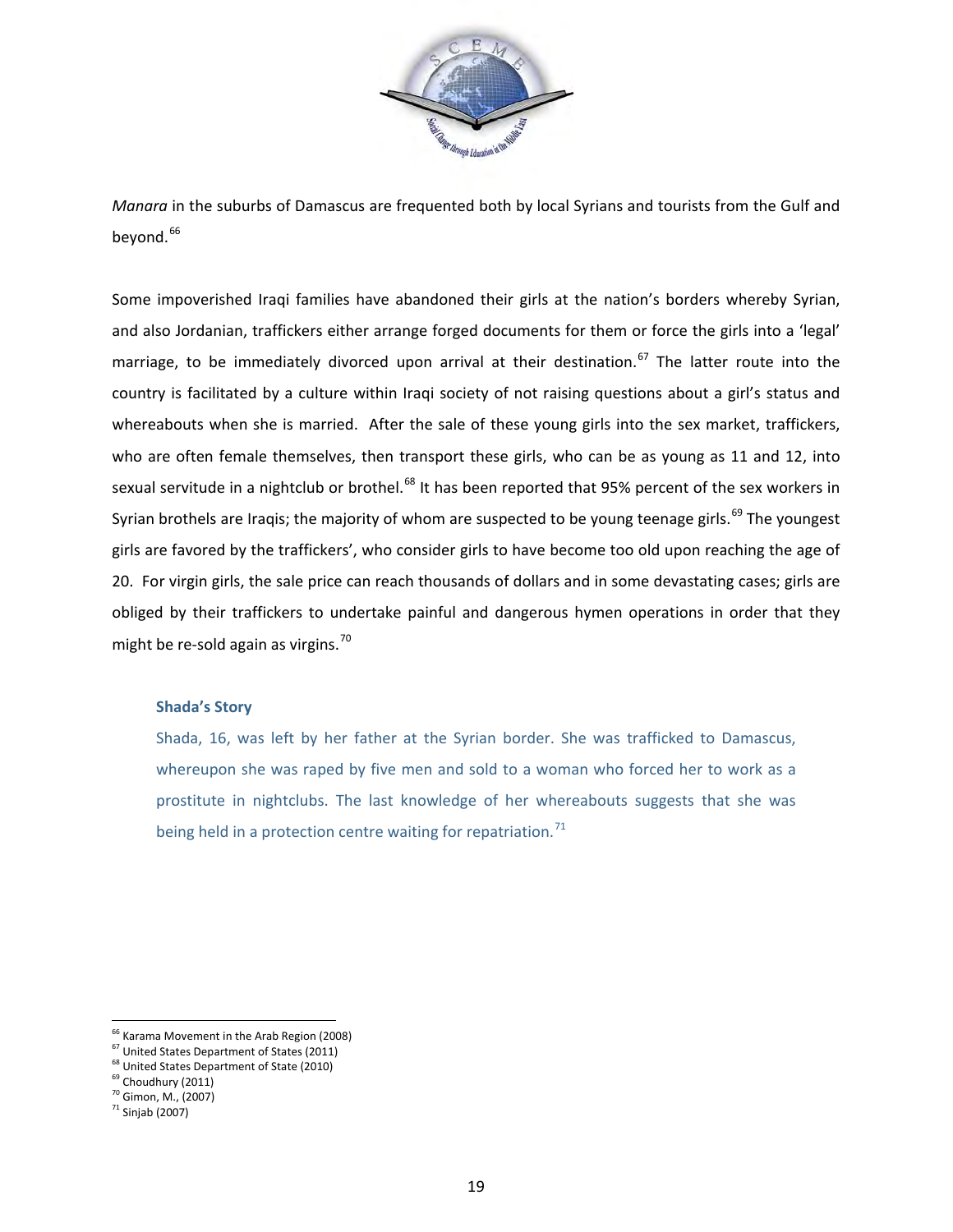*Manara* in the suburbs of Damascus are frequented both by local Syrians and tourists from the Gulf and beyond.[66]

Some impoverished Iraqi families have abandoned their girls at the nation's borders whereby Syrian, and also Jordanian, traffickers either arrange forged documents for them or force the girls into a 'legal' marriage, to be immediately divorced upon arrival at their destination.[67] The latter route into the country is facilitated by a culture within Iraqi society of not raising questions about a girl's status and whereabouts when she is married. After the sale of these young girls into the sex market, traffickers, who are often female themselves, then transport these girls, who can be as young as 11 and 12, into sexual servitude in a nightclub or brothel.[68] It has been reported that 95% percent of the sex workers in Syrian brothels are Iraqis; the majority of whom are suspected to be young teenage girls.[69] The youngest girls are favored by the traffickers', who consider girls to have become too old upon reaching the age of 20. For virgin girls, the sale price can reach thousands of dollars and in some devastating cases; girls are obliged by their traffickers to undertake painful and dangerous hymen operations in order that they might be re-sold again as virgins.[70]

> **Shada's Story**
>
> Shada, 16, was left by her father at the Syrian border. She was trafficked to Damascus, whereupon she was raped by five men and sold to a woman who forced her to work as a prostitute in nightclubs. The last knowledge of her whereabouts suggests that she was being held in a protection centre waiting for repatriation.[71]

---

[66] Karama Movement in the Arab Region (2008)
[67] United States Department of States (2011)
[68] United States Department of State (2010)
[69] Choudhury (2011)
[70] Gimon, M., (2007)
[71] Sinjab (2007)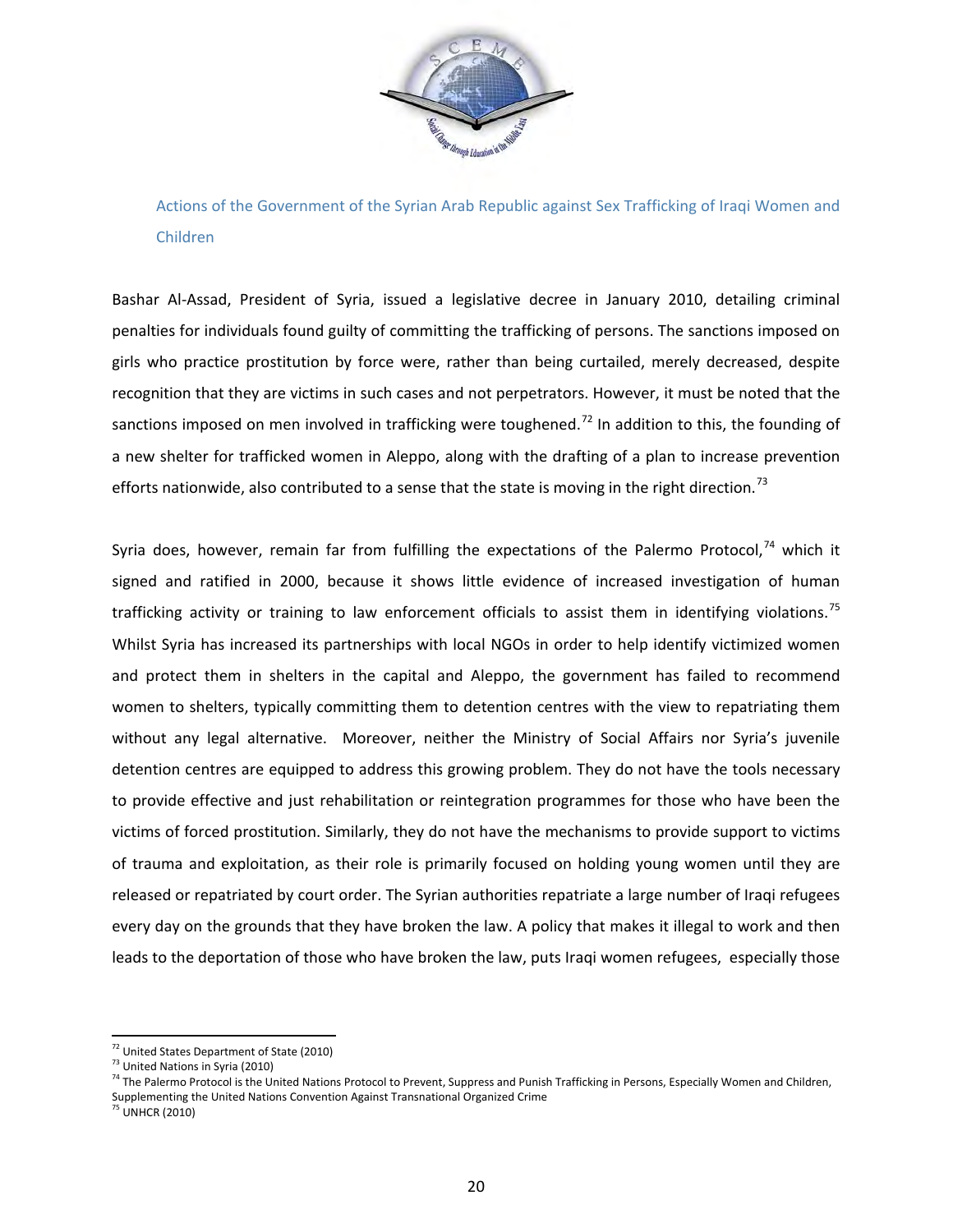## Actions of the Government of the Syrian Arab Republic against Sex Trafficking of Iraqi Women and Children

Bashar Al-Assad, President of Syria, issued a legislative decree in January 2010, detailing criminal penalties for individuals found guilty of committing the trafficking of persons. The sanctions imposed on girls who practice prostitution by force were, rather than being curtailed, merely decreased, despite recognition that they are victims in such cases and not perpetrators. However, it must be noted that the sanctions imposed on men involved in trafficking were toughened.[72] In addition to this, the founding of a new shelter for trafficked women in Aleppo, along with the drafting of a plan to increase prevention efforts nationwide, also contributed to a sense that the state is moving in the right direction.[73]

Syria does, however, remain far from fulfilling the expectations of the Palermo Protocol,[74] which it signed and ratified in 2000, because it shows little evidence of increased investigation of human trafficking activity or training to law enforcement officials to assist them in identifying violations.[75] Whilst Syria has increased its partnerships with local NGOs in order to help identify victimized women and protect them in shelters in the capital and Aleppo, the government has failed to recommend women to shelters, typically committing them to detention centres with the view to repatriating them without any legal alternative. Moreover, neither the Ministry of Social Affairs nor Syria's juvenile detention centres are equipped to address this growing problem. They do not have the tools necessary to provide effective and just rehabilitation or reintegration programmes for those who have been the victims of forced prostitution. Similarly, they do not have the mechanisms to provide support to victims of trauma and exploitation, as their role is primarily focused on holding young women until they are released or repatriated by court order. The Syrian authorities repatriate a large number of Iraqi refugees every day on the grounds that they have broken the law. A policy that makes it illegal to work and then leads to the deportation of those who have broken the law, puts Iraqi women refugees, especially those

---

[72] United States Department of State (2010)

[73] United Nations in Syria (2010)

[74] The Palermo Protocol is the United Nations Protocol to Prevent, Suppress and Punish Trafficking in Persons, Especially Women and Children, Supplementing the United Nations Convention Against Transnational Organized Crime

[75] UNHCR (2010)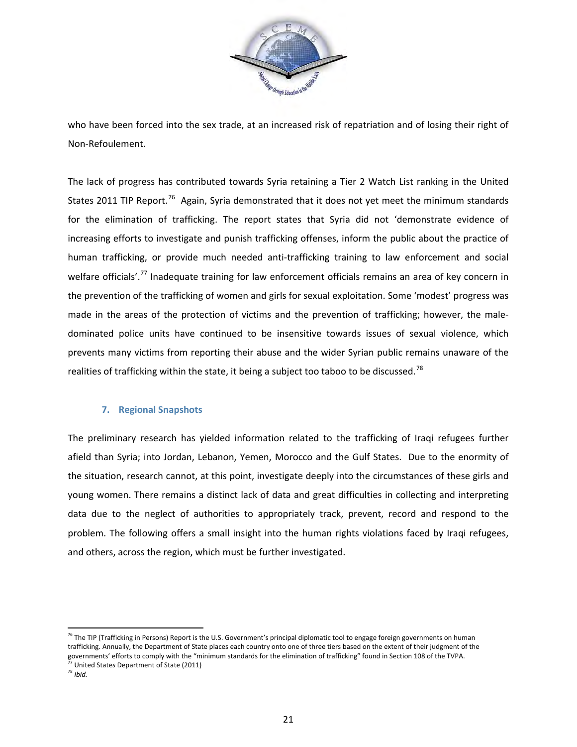who have been forced into the sex trade, at an increased risk of repatriation and of losing their right of Non-Refoulement.

The lack of progress has contributed towards Syria retaining a Tier 2 Watch List ranking in the United States 2011 TIP Report.[76] Again, Syria demonstrated that it does not yet meet the minimum standards for the elimination of trafficking. The report states that Syria did not 'demonstrate evidence of increasing efforts to investigate and punish trafficking offenses, inform the public about the practice of human trafficking, or provide much needed anti-trafficking training to law enforcement and social welfare officials'.[77] Inadequate training for law enforcement officials remains an area of key concern in the prevention of the trafficking of women and girls for sexual exploitation. Some 'modest' progress was made in the areas of the protection of victims and the prevention of trafficking; however, the male-dominated police units have continued to be insensitive towards issues of sexual violence, which prevents many victims from reporting their abuse and the wider Syrian public remains unaware of the realities of trafficking within the state, it being a subject too taboo to be discussed.[78]

## 7. Regional Snapshots

The preliminary research has yielded information related to the trafficking of Iraqi refugees further afield than Syria; into Jordan, Lebanon, Yemen, Morocco and the Gulf States. Due to the enormity of the situation, research cannot, at this point, investigate deeply into the circumstances of these girls and young women. There remains a distinct lack of data and great difficulties in collecting and interpreting data due to the neglect of authorities to appropriately track, prevent, record and respond to the problem. The following offers a small insight into the human rights violations faced by Iraqi refugees, and others, across the region, which must be further investigated.

---

[76] The TIP (Trafficking in Persons) Report is the U.S. Government's principal diplomatic tool to engage foreign governments on human trafficking. Annually, the Department of State places each country onto one of three tiers based on the extent of their judgment of the governments' efforts to comply with the "minimum standards for the elimination of trafficking" found in Section 108 of the TVPA.

[77] United States Department of State (2011)

[78] *Ibid.*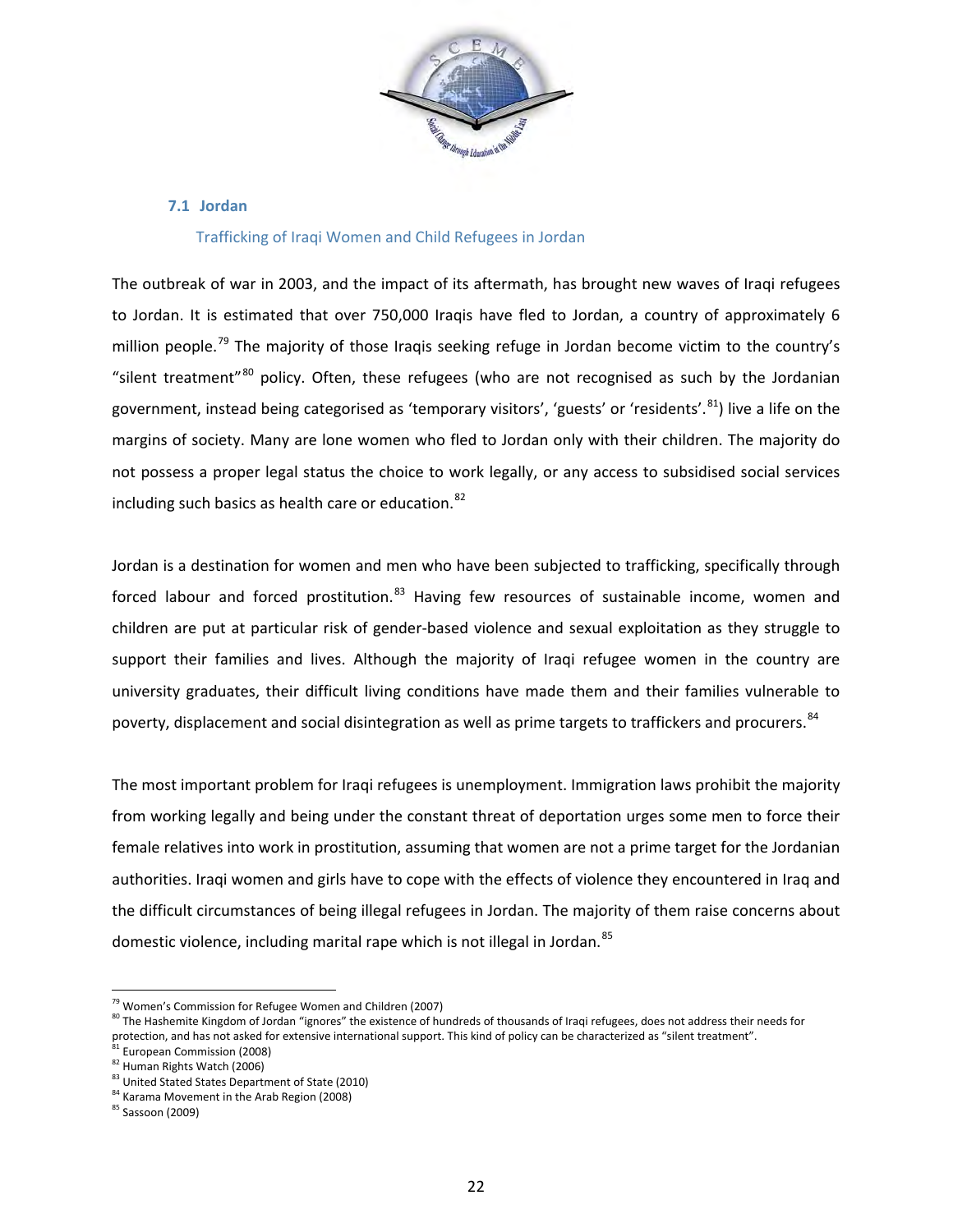### 7.1 Jordan

#### Trafficking of Iraqi Women and Child Refugees in Jordan

The outbreak of war in 2003, and the impact of its aftermath, has brought new waves of Iraqi refugees to Jordan. It is estimated that over 750,000 Iraqis have fled to Jordan, a country of approximately 6 million people.[79] The majority of those Iraqis seeking refuge in Jordan become victim to the country's "silent treatment"[80] policy. Often, these refugees (who are not recognised as such by the Jordanian government, instead being categorised as 'temporary visitors', 'guests' or 'residents'.[81]) live a life on the margins of society. Many are lone women who fled to Jordan only with their children. The majority do not possess a proper legal status the choice to work legally, or any access to subsidised social services including such basics as health care or education.[82]

Jordan is a destination for women and men who have been subjected to trafficking, specifically through forced labour and forced prostitution.[83] Having few resources of sustainable income, women and children are put at particular risk of gender-based violence and sexual exploitation as they struggle to support their families and lives. Although the majority of Iraqi refugee women in the country are university graduates, their difficult living conditions have made them and their families vulnerable to poverty, displacement and social disintegration as well as prime targets to traffickers and procurers.[84]

The most important problem for Iraqi refugees is unemployment. Immigration laws prohibit the majority from working legally and being under the constant threat of deportation urges some men to force their female relatives into work in prostitution, assuming that women are not a prime target for the Jordanian authorities. Iraqi women and girls have to cope with the effects of violence they encountered in Iraq and the difficult circumstances of being illegal refugees in Jordan. The majority of them raise concerns about domestic violence, including marital rape which is not illegal in Jordan.[85]

---

[79] Women's Commission for Refugee Women and Children (2007)

[80] The Hashemite Kingdom of Jordan "ignores" the existence of hundreds of thousands of Iraqi refugees, does not address their needs for protection, and has not asked for extensive international support. This kind of policy can be characterized as "silent treatment".

[81] European Commission (2008)

[82] Human Rights Watch (2006)

[83] United Stated States Department of State (2010)

[84] Karama Movement in the Arab Region (2008)

[85] Sassoon (2009)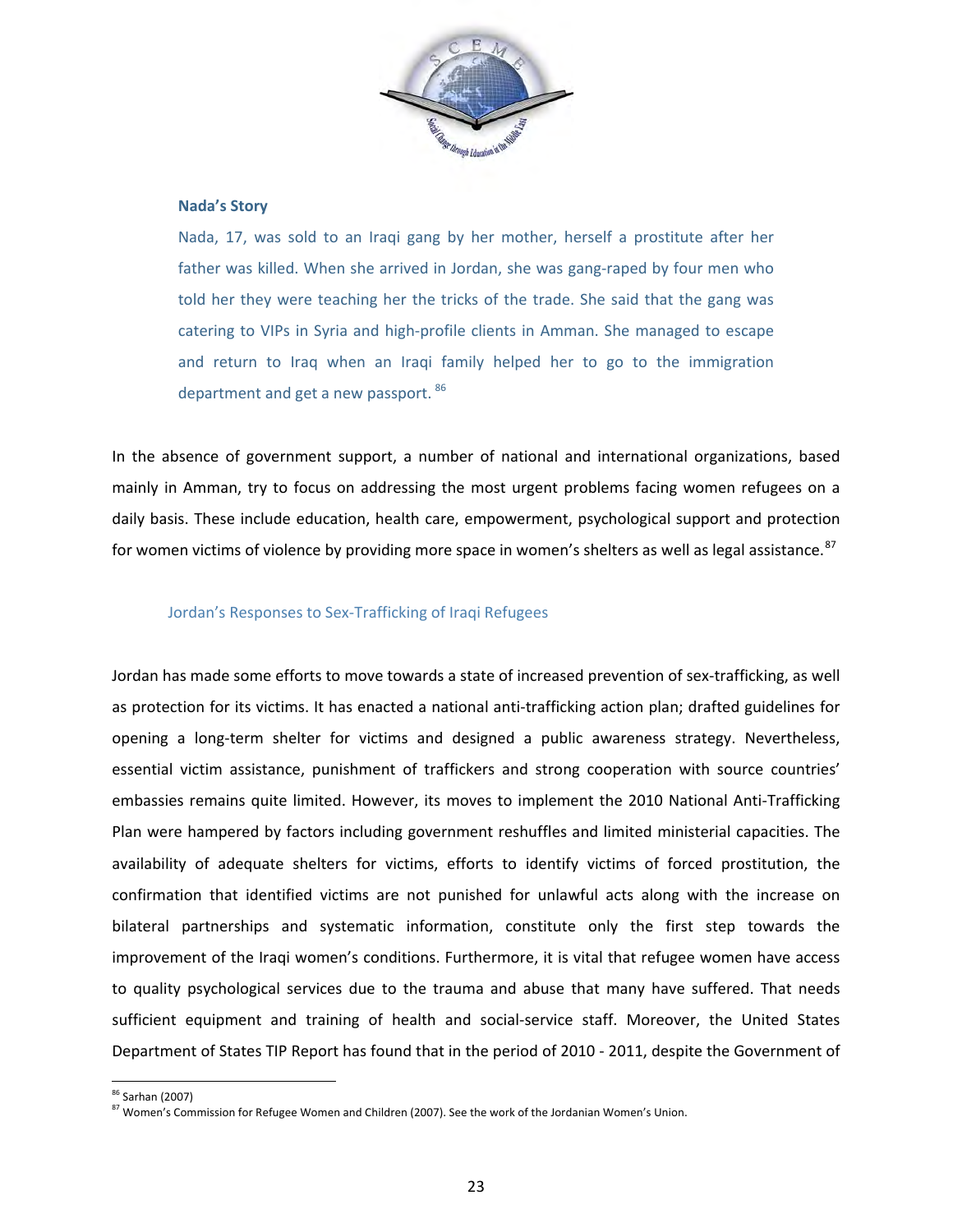**Nada's Story**

Nada, 17, was sold to an Iraqi gang by her mother, herself a prostitute after her father was killed. When she arrived in Jordan, she was gang-raped by four men who told her they were teaching her the tricks of the trade. She said that the gang was catering to VIPs in Syria and high-profile clients in Amman. She managed to escape and return to Iraq when an Iraqi family helped her to go to the immigration department and get a new passport. [86]

In the absence of government support, a number of national and international organizations, based mainly in Amman, try to focus on addressing the most urgent problems facing women refugees on a daily basis. These include education, health care, empowerment, psychological support and protection for women victims of violence by providing more space in women's shelters as well as legal assistance.[87]

### Jordan's Responses to Sex-Trafficking of Iraqi Refugees

Jordan has made some efforts to move towards a state of increased prevention of sex-trafficking, as well as protection for its victims. It has enacted a national anti-trafficking action plan; drafted guidelines for opening a long-term shelter for victims and designed a public awareness strategy. Nevertheless, essential victim assistance, punishment of traffickers and strong cooperation with source countries' embassies remains quite limited. However, its moves to implement the 2010 National Anti-Trafficking Plan were hampered by factors including government reshuffles and limited ministerial capacities. The availability of adequate shelters for victims, efforts to identify victims of forced prostitution, the confirmation that identified victims are not punished for unlawful acts along with the increase on bilateral partnerships and systematic information, constitute only the first step towards the improvement of the Iraqi women's conditions. Furthermore, it is vital that refugee women have access to quality psychological services due to the trauma and abuse that many have suffered. That needs sufficient equipment and training of health and social-service staff. Moreover, the United States Department of States TIP Report has found that in the period of 2010 - 2011, despite the Government of

---

[86] Sarhan (2007)

[87] Women's Commission for Refugee Women and Children (2007). See the work of the Jordanian Women's Union.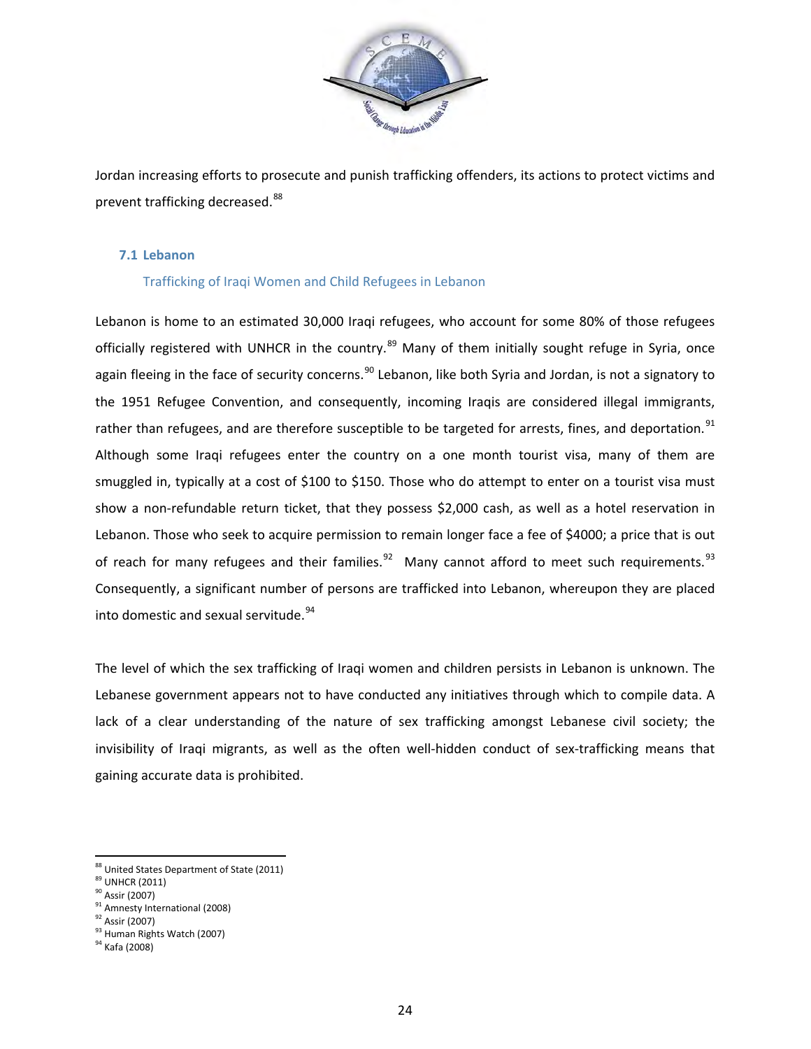Jordan increasing efforts to prosecute and punish trafficking offenders, its actions to protect victims and prevent trafficking decreased.[88]

### 7.1 Lebanon

#### Trafficking of Iraqi Women and Child Refugees in Lebanon

Lebanon is home to an estimated 30,000 Iraqi refugees, who account for some 80% of those refugees officially registered with UNHCR in the country.[89] Many of them initially sought refuge in Syria, once again fleeing in the face of security concerns.[90] Lebanon, like both Syria and Jordan, is not a signatory to the 1951 Refugee Convention, and consequently, incoming Iraqis are considered illegal immigrants, rather than refugees, and are therefore susceptible to be targeted for arrests, fines, and deportation.[91] Although some Iraqi refugees enter the country on a one month tourist visa, many of them are smuggled in, typically at a cost of $100 to $150. Those who do attempt to enter on a tourist visa must show a non-refundable return ticket, that they possess $2,000 cash, as well as a hotel reservation in Lebanon. Those who seek to acquire permission to remain longer face a fee of $4000; a price that is out of reach for many refugees and their families.[92] Many cannot afford to meet such requirements.[93] Consequently, a significant number of persons are trafficked into Lebanon, whereupon they are placed into domestic and sexual servitude.[94]

The level of which the sex trafficking of Iraqi women and children persists in Lebanon is unknown. The Lebanese government appears not to have conducted any initiatives through which to compile data. A lack of a clear understanding of the nature of sex trafficking amongst Lebanese civil society; the invisibility of Iraqi migrants, as well as the often well-hidden conduct of sex-trafficking means that gaining accurate data is prohibited.

---

[88] United States Department of State (2011)
[89] UNHCR (2011)
[90] Assir (2007)
[91] Amnesty International (2008)
[92] Assir (2007)
[93] Human Rights Watch (2007)
[94] Kafa (2008)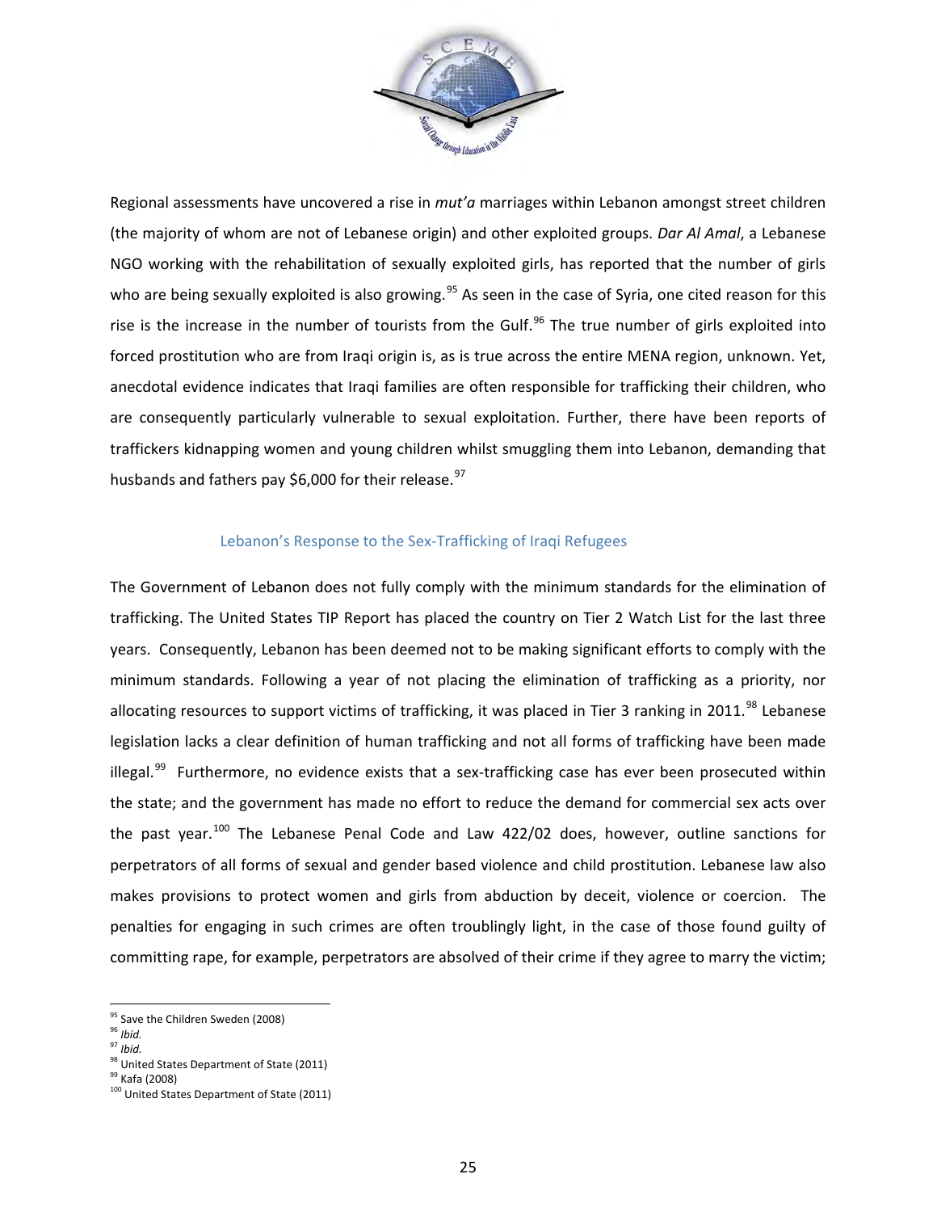Regional assessments have uncovered a rise in *mut'a* marriages within Lebanon amongst street children (the majority of whom are not of Lebanese origin) and other exploited groups. *Dar Al Amal*, a Lebanese NGO working with the rehabilitation of sexually exploited girls, has reported that the number of girls who are being sexually exploited is also growing.[95] As seen in the case of Syria, one cited reason for this rise is the increase in the number of tourists from the Gulf.[96] The true number of girls exploited into forced prostitution who are from Iraqi origin is, as is true across the entire MENA region, unknown. Yet, anecdotal evidence indicates that Iraqi families are often responsible for trafficking their children, who are consequently particularly vulnerable to sexual exploitation. Further, there have been reports of traffickers kidnapping women and young children whilst smuggling them into Lebanon, demanding that husbands and fathers pay $6,000 for their release.[97]

### Lebanon's Response to the Sex-Trafficking of Iraqi Refugees

The Government of Lebanon does not fully comply with the minimum standards for the elimination of trafficking. The United States TIP Report has placed the country on Tier 2 Watch List for the last three years. Consequently, Lebanon has been deemed not to be making significant efforts to comply with the minimum standards. Following a year of not placing the elimination of trafficking as a priority, nor allocating resources to support victims of trafficking, it was placed in Tier 3 ranking in 2011.[98] Lebanese legislation lacks a clear definition of human trafficking and not all forms of trafficking have been made illegal.[99] Furthermore, no evidence exists that a sex-trafficking case has ever been prosecuted within the state; and the government has made no effort to reduce the demand for commercial sex acts over the past year.[100] The Lebanese Penal Code and Law 422/02 does, however, outline sanctions for perpetrators of all forms of sexual and gender based violence and child prostitution. Lebanese law also makes provisions to protect women and girls from abduction by deceit, violence or coercion. The penalties for engaging in such crimes are often troublingly light, in the case of those found guilty of committing rape, for example, perpetrators are absolved of their crime if they agree to marry the victim;

---

[95] Save the Children Sweden (2008)
[96] *Ibid.*
[97] *Ibid.*
[98] United States Department of State (2011)
[99] Kafa (2008)
[100] United States Department of State (2011)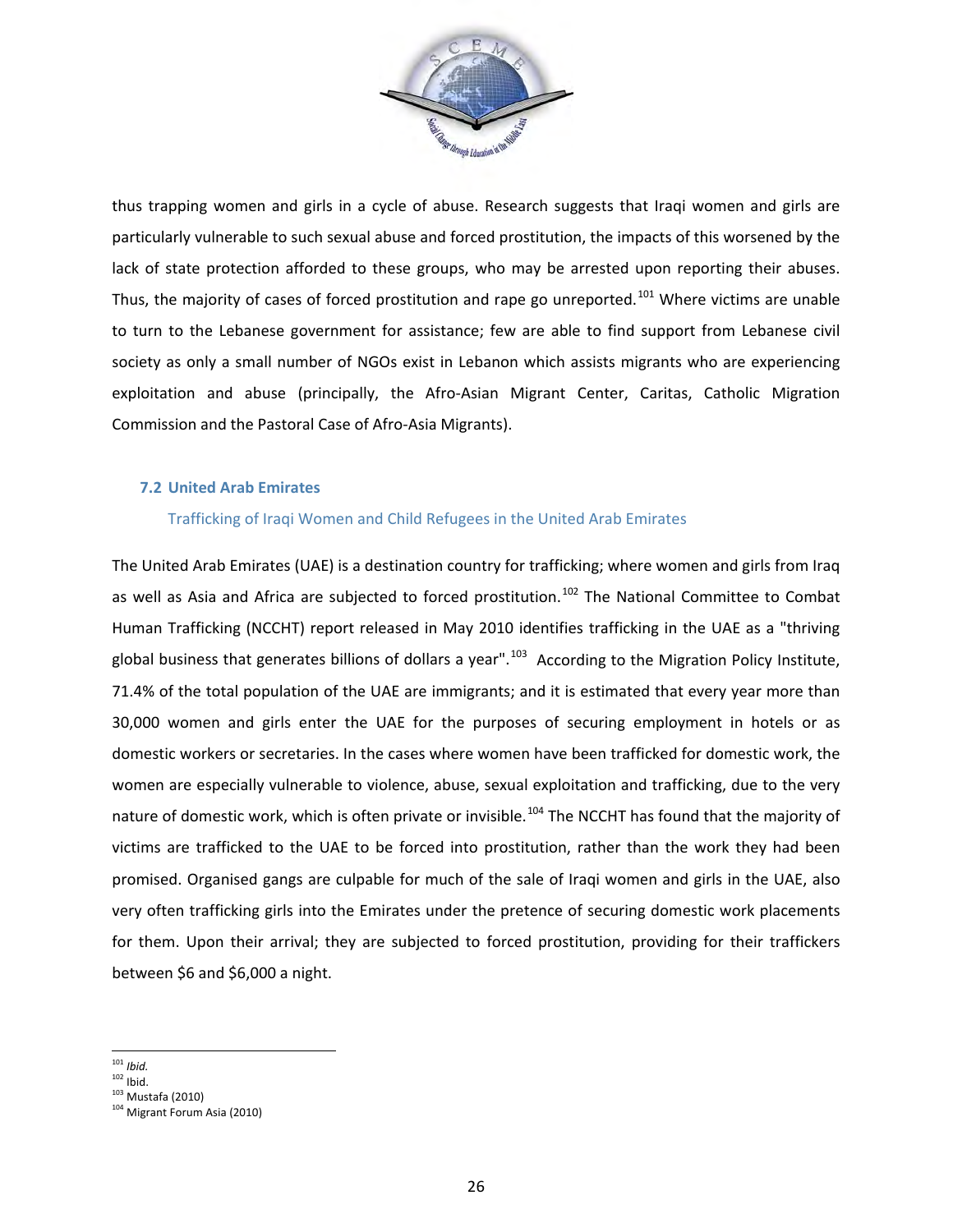thus trapping women and girls in a cycle of abuse. Research suggests that Iraqi women and girls are particularly vulnerable to such sexual abuse and forced prostitution, the impacts of this worsened by the lack of state protection afforded to these groups, who may be arrested upon reporting their abuses. Thus, the majority of cases of forced prostitution and rape go unreported.[101] Where victims are unable to turn to the Lebanese government for assistance; few are able to find support from Lebanese civil society as only a small number of NGOs exist in Lebanon which assists migrants who are experiencing exploitation and abuse (principally, the Afro-Asian Migrant Center, Caritas, Catholic Migration Commission and the Pastoral Case of Afro-Asia Migrants).

## 7.2 United Arab Emirates

### Trafficking of Iraqi Women and Child Refugees in the United Arab Emirates

The United Arab Emirates (UAE) is a destination country for trafficking; where women and girls from Iraq as well as Asia and Africa are subjected to forced prostitution.[102] The National Committee to Combat Human Trafficking (NCCHT) report released in May 2010 identifies trafficking in the UAE as a "thriving global business that generates billions of dollars a year".[103] According to the Migration Policy Institute, 71.4% of the total population of the UAE are immigrants; and it is estimated that every year more than 30,000 women and girls enter the UAE for the purposes of securing employment in hotels or as domestic workers or secretaries. In the cases where women have been trafficked for domestic work, the women are especially vulnerable to violence, abuse, sexual exploitation and trafficking, due to the very nature of domestic work, which is often private or invisible.[104] The NCCHT has found that the majority of victims are trafficked to the UAE to be forced into prostitution, rather than the work they had been promised. Organised gangs are culpable for much of the sale of Iraqi women and girls in the UAE, also very often trafficking girls into the Emirates under the pretence of securing domestic work placements for them. Upon their arrival; they are subjected to forced prostitution, providing for their traffickers between $6 and $6,000 a night.

---

[101] *Ibid.*
[102] Ibid.
[103] Mustafa (2010)
[104] Migrant Forum Asia (2010)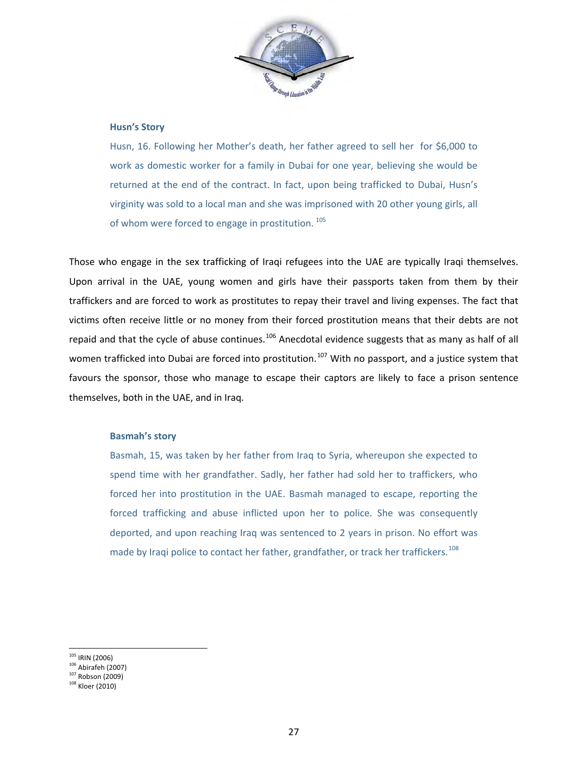### Husn's Story

Husn, 16. Following her Mother's death, her father agreed to sell her for $6,000 to work as domestic worker for a family in Dubai for one year, believing she would be returned at the end of the contract. In fact, upon being trafficked to Dubai, Husn's virginity was sold to a local man and she was imprisoned with 20 other young girls, all of whom were forced to engage in prostitution. [105]

Those who engage in the sex trafficking of Iraqi refugees into the UAE are typically Iraqi themselves. Upon arrival in the UAE, young women and girls have their passports taken from them by their traffickers and are forced to work as prostitutes to repay their travel and living expenses. The fact that victims often receive little or no money from their forced prostitution means that their debts are not repaid and that the cycle of abuse continues.[106] Anecdotal evidence suggests that as many as half of all women trafficked into Dubai are forced into prostitution.[107] With no passport, and a justice system that favours the sponsor, those who manage to escape their captors are likely to face a prison sentence themselves, both in the UAE, and in Iraq.

### Basmah's story

Basmah, 15, was taken by her father from Iraq to Syria, whereupon she expected to spend time with her grandfather. Sadly, her father had sold her to traffickers, who forced her into prostitution in the UAE. Basmah managed to escape, reporting the forced trafficking and abuse inflicted upon her to police. She was consequently deported, and upon reaching Iraq was sentenced to 2 years in prison. No effort was made by Iraqi police to contact her father, grandfather, or track her traffickers.[108]

---

[105] IRIN (2006)
[106] Abirafeh (2007)
[107] Robson (2009)
[108] Kloer (2010)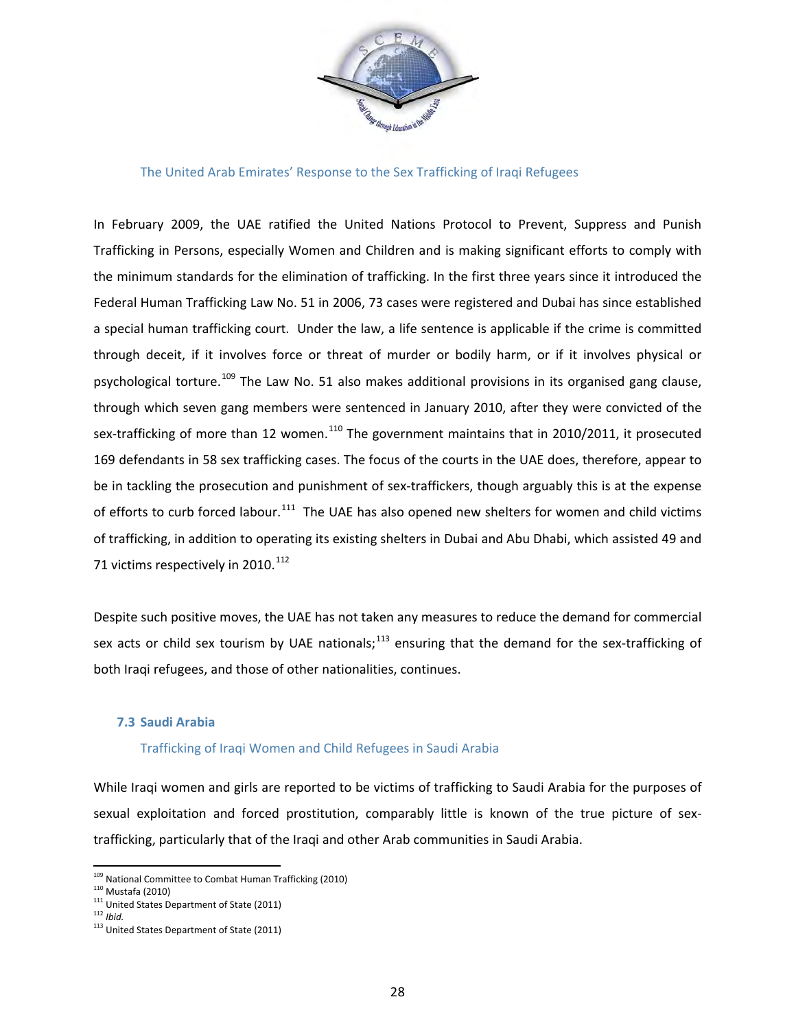### The United Arab Emirates' Response to the Sex Trafficking of Iraqi Refugees

In February 2009, the UAE ratified the United Nations Protocol to Prevent, Suppress and Punish Trafficking in Persons, especially Women and Children and is making significant efforts to comply with the minimum standards for the elimination of trafficking. In the first three years since it introduced the Federal Human Trafficking Law No. 51 in 2006, 73 cases were registered and Dubai has since established a special human trafficking court. Under the law, a life sentence is applicable if the crime is committed through deceit, if it involves force or threat of murder or bodily harm, or if it involves physical or psychological torture.[109] The Law No. 51 also makes additional provisions in its organised gang clause, through which seven gang members were sentenced in January 2010, after they were convicted of the sex-trafficking of more than 12 women.[110] The government maintains that in 2010/2011, it prosecuted 169 defendants in 58 sex trafficking cases. The focus of the courts in the UAE does, therefore, appear to be in tackling the prosecution and punishment of sex-traffickers, though arguably this is at the expense of efforts to curb forced labour.[111] The UAE has also opened new shelters for women and child victims of trafficking, in addition to operating its existing shelters in Dubai and Abu Dhabi, which assisted 49 and 71 victims respectively in 2010.[112]

Despite such positive moves, the UAE has not taken any measures to reduce the demand for commercial sex acts or child sex tourism by UAE nationals;[113] ensuring that the demand for the sex-trafficking of both Iraqi refugees, and those of other nationalities, continues.

## 7.3 Saudi Arabia

### Trafficking of Iraqi Women and Child Refugees in Saudi Arabia

While Iraqi women and girls are reported to be victims of trafficking to Saudi Arabia for the purposes of sexual exploitation and forced prostitution, comparably little is known of the true picture of sex-trafficking, particularly that of the Iraqi and other Arab communities in Saudi Arabia.

---

[109] National Committee to Combat Human Trafficking (2010)
[110] Mustafa (2010)
[111] United States Department of State (2011)
[112] *Ibid.*
[113] United States Department of State (2011)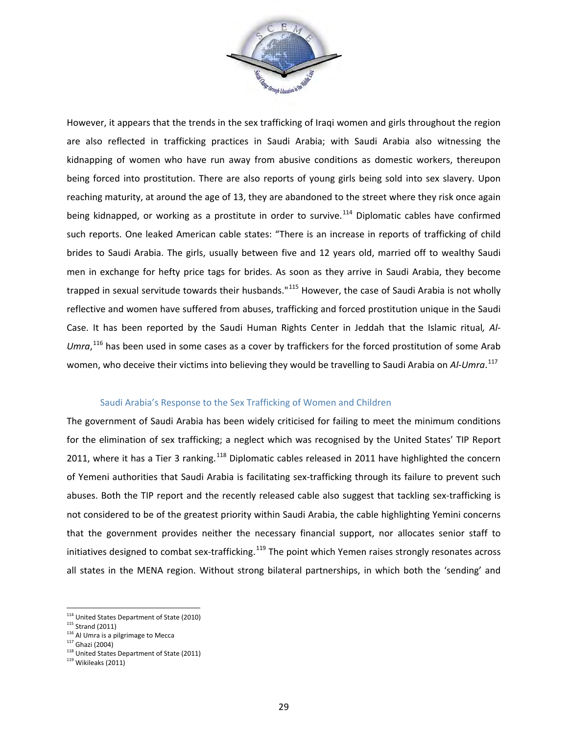However, it appears that the trends in the sex trafficking of Iraqi women and girls throughout the region are also reflected in trafficking practices in Saudi Arabia; with Saudi Arabia also witnessing the kidnapping of women who have run away from abusive conditions as domestic workers, thereupon being forced into prostitution. There are also reports of young girls being sold into sex slavery. Upon reaching maturity, at around the age of 13, they are abandoned to the street where they risk once again being kidnapped, or working as a prostitute in order to survive.[114] Diplomatic cables have confirmed such reports. One leaked American cable states: "There is an increase in reports of trafficking of child brides to Saudi Arabia. The girls, usually between five and 12 years old, married off to wealthy Saudi men in exchange for hefty price tags for brides. As soon as they arrive in Saudi Arabia, they become trapped in sexual servitude towards their husbands."[115] However, the case of Saudi Arabia is not wholly reflective and women have suffered from abuses, trafficking and forced prostitution unique in the Saudi Case. It has been reported by the Saudi Human Rights Center in Jeddah that the Islamic ritual*, Al-Umra*,[116] has been used in some cases as a cover by traffickers for the forced prostitution of some Arab women, who deceive their victims into believing they would be travelling to Saudi Arabia on *Al-Umra*.[117]

### Saudi Arabia's Response to the Sex Trafficking of Women and Children

The government of Saudi Arabia has been widely criticised for failing to meet the minimum conditions for the elimination of sex trafficking; a neglect which was recognised by the United States' TIP Report 2011, where it has a Tier 3 ranking.[118] Diplomatic cables released in 2011 have highlighted the concern of Yemeni authorities that Saudi Arabia is facilitating sex-trafficking through its failure to prevent such abuses. Both the TIP report and the recently released cable also suggest that tackling sex-trafficking is not considered to be of the greatest priority within Saudi Arabia, the cable highlighting Yemini concerns that the government provides neither the necessary financial support, nor allocates senior staff to initiatives designed to combat sex-trafficking.[119] The point which Yemen raises strongly resonates across all states in the MENA region. Without strong bilateral partnerships, in which both the 'sending' and

---

[114] United States Department of State (2010)
[115] Strand (2011)
[116] Al Umra is a pilgrimage to Mecca
[117] Ghazi (2004)
[118] United States Department of State (2011)
[119] Wikileaks (2011)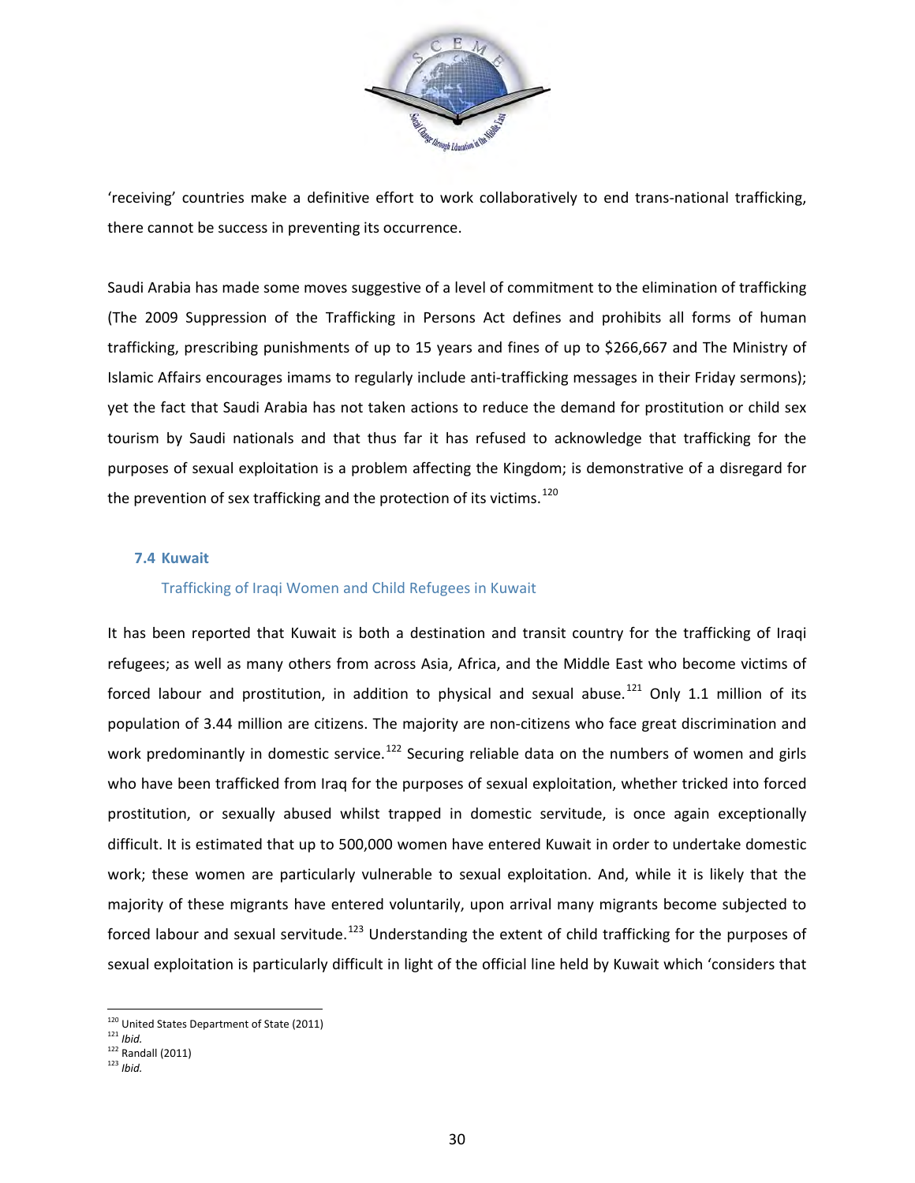'receiving' countries make a definitive effort to work collaboratively to end trans-national trafficking, there cannot be success in preventing its occurrence.

Saudi Arabia has made some moves suggestive of a level of commitment to the elimination of trafficking (The 2009 Suppression of the Trafficking in Persons Act defines and prohibits all forms of human trafficking, prescribing punishments of up to 15 years and fines of up to $266,667 and The Ministry of Islamic Affairs encourages imams to regularly include anti-trafficking messages in their Friday sermons); yet the fact that Saudi Arabia has not taken actions to reduce the demand for prostitution or child sex tourism by Saudi nationals and that thus far it has refused to acknowledge that trafficking for the purposes of sexual exploitation is a problem affecting the Kingdom; is demonstrative of a disregard for the prevention of sex trafficking and the protection of its victims.[120]

### 7.4 Kuwait

#### Trafficking of Iraqi Women and Child Refugees in Kuwait

It has been reported that Kuwait is both a destination and transit country for the trafficking of Iraqi refugees; as well as many others from across Asia, Africa, and the Middle East who become victims of forced labour and prostitution, in addition to physical and sexual abuse.[121] Only 1.1 million of its population of 3.44 million are citizens. The majority are non-citizens who face great discrimination and work predominantly in domestic service.[122] Securing reliable data on the numbers of women and girls who have been trafficked from Iraq for the purposes of sexual exploitation, whether tricked into forced prostitution, or sexually abused whilst trapped in domestic servitude, is once again exceptionally difficult. It is estimated that up to 500,000 women have entered Kuwait in order to undertake domestic work; these women are particularly vulnerable to sexual exploitation. And, while it is likely that the majority of these migrants have entered voluntarily, upon arrival many migrants become subjected to forced labour and sexual servitude.[123] Understanding the extent of child trafficking for the purposes of sexual exploitation is particularly difficult in light of the official line held by Kuwait which 'considers that

---

[120] United States Department of State (2011)
[121] *Ibid.*
[122] Randall (2011)
[123] *Ibid.*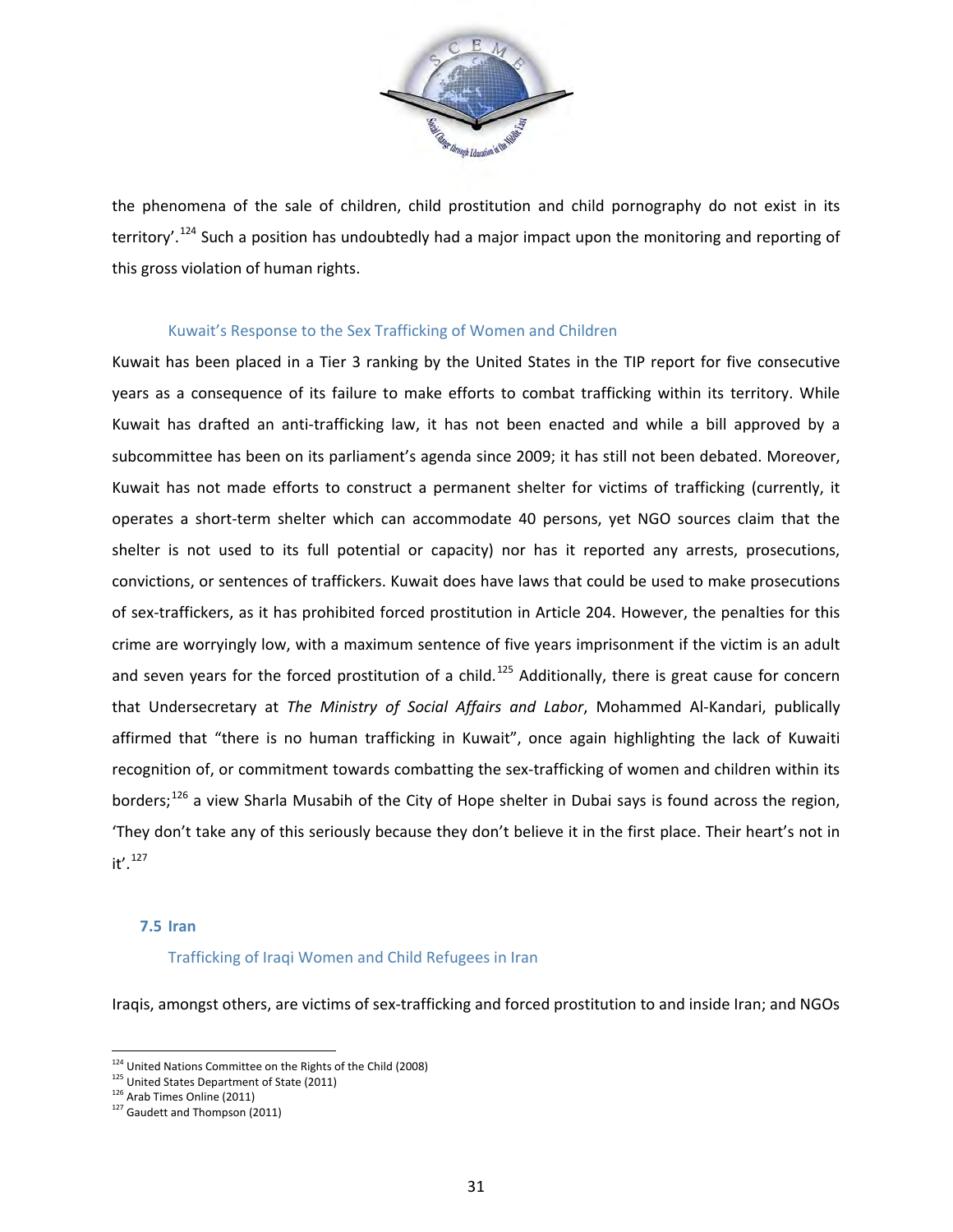the phenomena of the sale of children, child prostitution and child pornography do not exist in its territory'.[124] Such a position has undoubtedly had a major impact upon the monitoring and reporting of this gross violation of human rights.

### Kuwait's Response to the Sex Trafficking of Women and Children

Kuwait has been placed in a Tier 3 ranking by the United States in the TIP report for five consecutive years as a consequence of its failure to make efforts to combat trafficking within its territory. While Kuwait has drafted an anti-trafficking law, it has not been enacted and while a bill approved by a subcommittee has been on its parliament's agenda since 2009; it has still not been debated. Moreover, Kuwait has not made efforts to construct a permanent shelter for victims of trafficking (currently, it operates a short-term shelter which can accommodate 40 persons, yet NGO sources claim that the shelter is not used to its full potential or capacity) nor has it reported any arrests, prosecutions, convictions, or sentences of traffickers. Kuwait does have laws that could be used to make prosecutions of sex-traffickers, as it has prohibited forced prostitution in Article 204. However, the penalties for this crime are worryingly low, with a maximum sentence of five years imprisonment if the victim is an adult and seven years for the forced prostitution of a child.[125] Additionally, there is great cause for concern that Undersecretary at *The Ministry of Social Affairs and Labor*, Mohammed Al-Kandari, publically affirmed that "there is no human trafficking in Kuwait", once again highlighting the lack of Kuwaiti recognition of, or commitment towards combatting the sex-trafficking of women and children within its borders;[126] a view Sharla Musabih of the City of Hope shelter in Dubai says is found across the region, 'They don't take any of this seriously because they don't believe it in the first place. Their heart's not in it'.[127]

## 7.5 Iran

### Trafficking of Iraqi Women and Child Refugees in Iran

Iraqis, amongst others, are victims of sex-trafficking and forced prostitution to and inside Iran; and NGOs

---

[124] United Nations Committee on the Rights of the Child (2008)
[125] United States Department of State (2011)
[126] Arab Times Online (2011)
[127] Gaudett and Thompson (2011)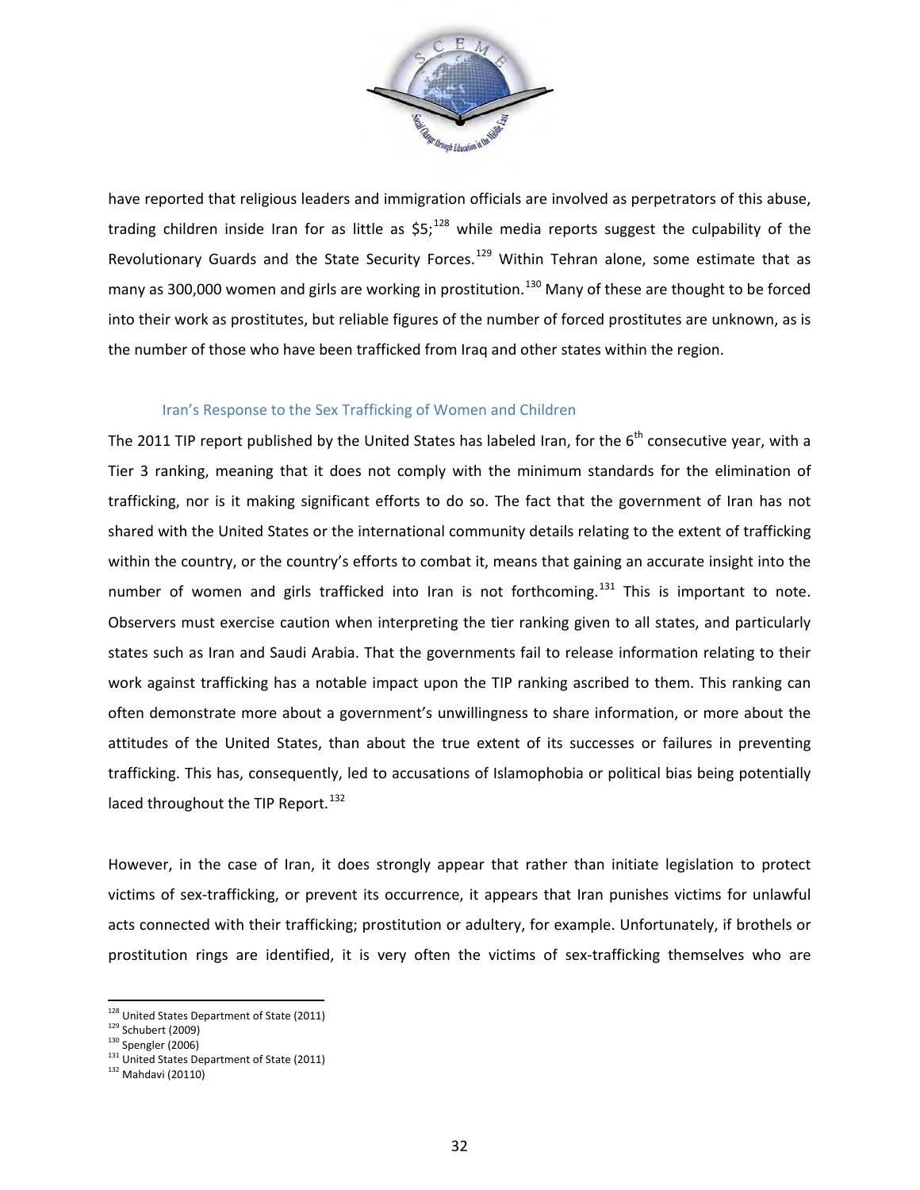have reported that religious leaders and immigration officials are involved as perpetrators of this abuse, trading children inside Iran for as little as $5;[128] while media reports suggest the culpability of the Revolutionary Guards and the State Security Forces.[129] Within Tehran alone, some estimate that as many as 300,000 women and girls are working in prostitution.[130] Many of these are thought to be forced into their work as prostitutes, but reliable figures of the number of forced prostitutes are unknown, as is the number of those who have been trafficked from Iraq and other states within the region.

### Iran's Response to the Sex Trafficking of Women and Children

The 2011 TIP report published by the United States has labeled Iran, for the 6th consecutive year, with a Tier 3 ranking, meaning that it does not comply with the minimum standards for the elimination of trafficking, nor is it making significant efforts to do so. The fact that the government of Iran has not shared with the United States or the international community details relating to the extent of trafficking within the country, or the country's efforts to combat it, means that gaining an accurate insight into the number of women and girls trafficked into Iran is not forthcoming.[131] This is important to note. Observers must exercise caution when interpreting the tier ranking given to all states, and particularly states such as Iran and Saudi Arabia. That the governments fail to release information relating to their work against trafficking has a notable impact upon the TIP ranking ascribed to them. This ranking can often demonstrate more about a government's unwillingness to share information, or more about the attitudes of the United States, than about the true extent of its successes or failures in preventing trafficking. This has, consequently, led to accusations of Islamophobia or political bias being potentially laced throughout the TIP Report.[132]

However, in the case of Iran, it does strongly appear that rather than initiate legislation to protect victims of sex-trafficking, or prevent its occurrence, it appears that Iran punishes victims for unlawful acts connected with their trafficking; prostitution or adultery, for example. Unfortunately, if brothels or prostitution rings are identified, it is very often the victims of sex-trafficking themselves who are

---

[128] United States Department of State (2011)
[129] Schubert (2009)
[130] Spengler (2006)
[131] United States Department of State (2011)
[132] Mahdavi (20110)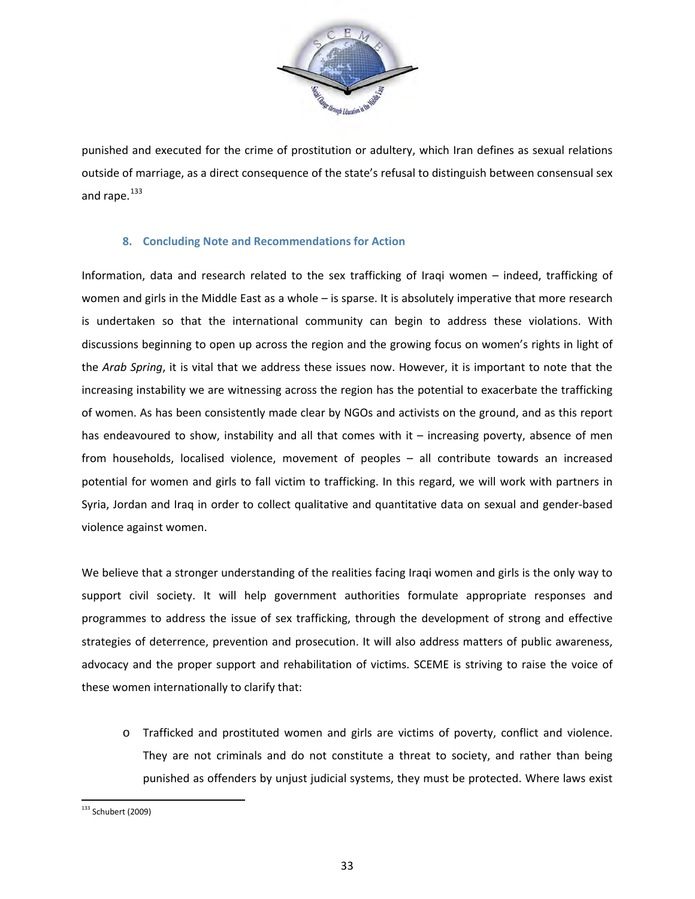punished and executed for the crime of prostitution or adultery, which Iran defines as sexual relations outside of marriage, as a direct consequence of the state's refusal to distinguish between consensual sex and rape.[133]

## 8. Concluding Note and Recommendations for Action

Information, data and research related to the sex trafficking of Iraqi women – indeed, trafficking of women and girls in the Middle East as a whole – is sparse. It is absolutely imperative that more research is undertaken so that the international community can begin to address these violations. With discussions beginning to open up across the region and the growing focus on women's rights in light of the *Arab Spring*, it is vital that we address these issues now. However, it is important to note that the increasing instability we are witnessing across the region has the potential to exacerbate the trafficking of women. As has been consistently made clear by NGOs and activists on the ground, and as this report has endeavoured to show, instability and all that comes with it – increasing poverty, absence of men from households, localised violence, movement of peoples – all contribute towards an increased potential for women and girls to fall victim to trafficking. In this regard, we will work with partners in Syria, Jordan and Iraq in order to collect qualitative and quantitative data on sexual and gender-based violence against women.

We believe that a stronger understanding of the realities facing Iraqi women and girls is the only way to support civil society. It will help government authorities formulate appropriate responses and programmes to address the issue of sex trafficking, through the development of strong and effective strategies of deterrence, prevention and prosecution. It will also address matters of public awareness, advocacy and the proper support and rehabilitation of victims. SCEME is striving to raise the voice of these women internationally to clarify that:

- Trafficked and prostituted women and girls are victims of poverty, conflict and violence. They are not criminals and do not constitute a threat to society, and rather than being punished as offenders by unjust judicial systems, they must be protected. Where laws exist

[133] Schubert (2009)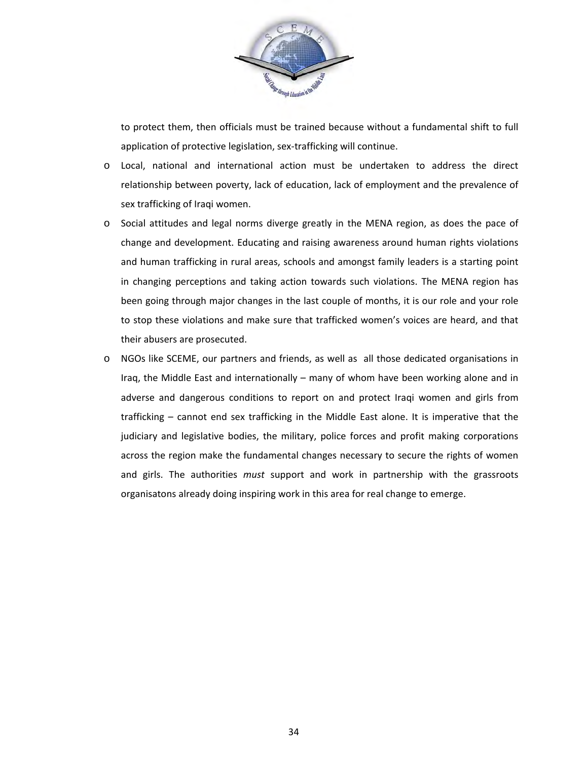to protect them, then officials must be trained because without a fundamental shift to full application of protective legislation, sex-trafficking will continue.

- Local, national and international action must be undertaken to address the direct relationship between poverty, lack of education, lack of employment and the prevalence of sex trafficking of Iraqi women.
- Social attitudes and legal norms diverge greatly in the MENA region, as does the pace of change and development. Educating and raising awareness around human rights violations and human trafficking in rural areas, schools and amongst family leaders is a starting point in changing perceptions and taking action towards such violations. The MENA region has been going through major changes in the last couple of months, it is our role and your role to stop these violations and make sure that trafficked women's voices are heard, and that their abusers are prosecuted.
- NGOs like SCEME, our partners and friends, as well as all those dedicated organisations in Iraq, the Middle East and internationally – many of whom have been working alone and in adverse and dangerous conditions to report on and protect Iraqi women and girls from trafficking – cannot end sex trafficking in the Middle East alone. It is imperative that the judiciary and legislative bodies, the military, police forces and profit making corporations across the region make the fundamental changes necessary to secure the rights of women and girls. The authorities *must* support and work in partnership with the grassroots organisatons already doing inspiring work in this area for real change to emerge.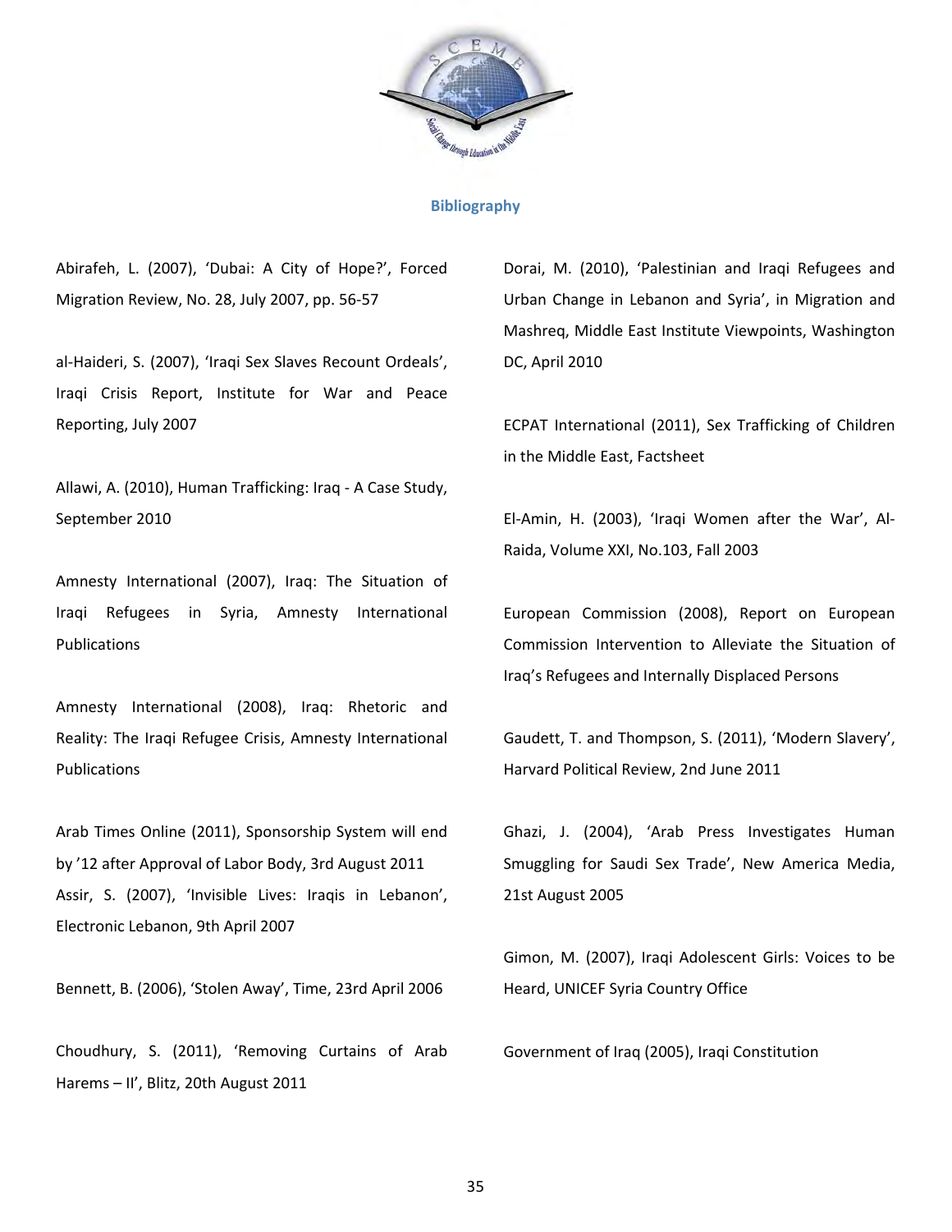## Bibliography

Abirafeh, L. (2007), 'Dubai: A City of Hope?', Forced Migration Review, No. 28, July 2007, pp. 56-57

al-Haideri, S. (2007), 'Iraqi Sex Slaves Recount Ordeals', Iraqi Crisis Report, Institute for War and Peace Reporting, July 2007

Allawi, A. (2010), Human Trafficking: Iraq - A Case Study, September 2010

Amnesty International (2007), Iraq: The Situation of Iraqi Refugees in Syria, Amnesty International Publications

Amnesty International (2008), Iraq: Rhetoric and Reality: The Iraqi Refugee Crisis, Amnesty International Publications

Arab Times Online (2011), Sponsorship System will end by '12 after Approval of Labor Body, 3rd August 2011

Assir, S. (2007), 'Invisible Lives: Iraqis in Lebanon', Electronic Lebanon, 9th April 2007

Bennett, B. (2006), 'Stolen Away', Time, 23rd April 2006

Choudhury, S. (2011), 'Removing Curtains of Arab Harems – II', Blitz, 20th August 2011

Dorai, M. (2010), 'Palestinian and Iraqi Refugees and Urban Change in Lebanon and Syria', in Migration and Mashreq, Middle East Institute Viewpoints, Washington DC, April 2010

ECPAT International (2011), Sex Trafficking of Children in the Middle East, Factsheet

El-Amin, H. (2003), 'Iraqi Women after the War', Al-Raida, Volume XXI, No.103, Fall 2003

European Commission (2008), Report on European Commission Intervention to Alleviate the Situation of Iraq's Refugees and Internally Displaced Persons

Gaudett, T. and Thompson, S. (2011), 'Modern Slavery', Harvard Political Review, 2nd June 2011

Ghazi, J. (2004), 'Arab Press Investigates Human Smuggling for Saudi Sex Trade', New America Media, 21st August 2005

Gimon, M. (2007), Iraqi Adolescent Girls: Voices to be Heard, UNICEF Syria Country Office

Government of Iraq (2005), Iraqi Constitution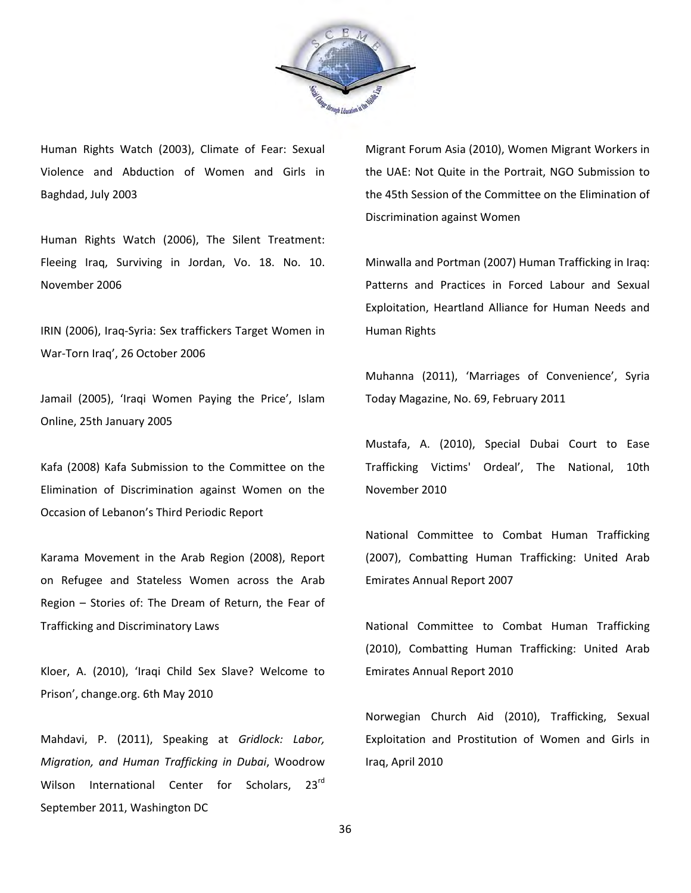Human Rights Watch (2003), Climate of Fear: Sexual Violence and Abduction of Women and Girls in Baghdad, July 2003

Human Rights Watch (2006), The Silent Treatment: Fleeing Iraq, Surviving in Jordan, Vo. 18. No. 10. November 2006

IRIN (2006), Iraq-Syria: Sex traffickers Target Women in War-Torn Iraq', 26 October 2006

Jamail (2005), 'Iraqi Women Paying the Price', Islam Online, 25th January 2005

Kafa (2008) Kafa Submission to the Committee on the Elimination of Discrimination against Women on the Occasion of Lebanon's Third Periodic Report

Karama Movement in the Arab Region (2008), Report on Refugee and Stateless Women across the Arab Region – Stories of: The Dream of Return, the Fear of Trafficking and Discriminatory Laws

Kloer, A. (2010), 'Iraqi Child Sex Slave? Welcome to Prison', change.org. 6th May 2010

Mahdavi, P. (2011), Speaking at *Gridlock: Labor, Migration, and Human Trafficking in Dubai*, Woodrow Wilson International Center for Scholars, 23rd September 2011, Washington DC

Migrant Forum Asia (2010), Women Migrant Workers in the UAE: Not Quite in the Portrait, NGO Submission to the 45th Session of the Committee on the Elimination of Discrimination against Women

Minwalla and Portman (2007) Human Trafficking in Iraq: Patterns and Practices in Forced Labour and Sexual Exploitation, Heartland Alliance for Human Needs and Human Rights

Muhanna (2011), 'Marriages of Convenience', Syria Today Magazine, No. 69, February 2011

Mustafa, A. (2010), Special Dubai Court to Ease Trafficking Victims' Ordeal', The National, 10th November 2010

National Committee to Combat Human Trafficking (2007), Combatting Human Trafficking: United Arab Emirates Annual Report 2007

National Committee to Combat Human Trafficking (2010), Combatting Human Trafficking: United Arab Emirates Annual Report 2010

Norwegian Church Aid (2010), Trafficking, Sexual Exploitation and Prostitution of Women and Girls in Iraq, April 2010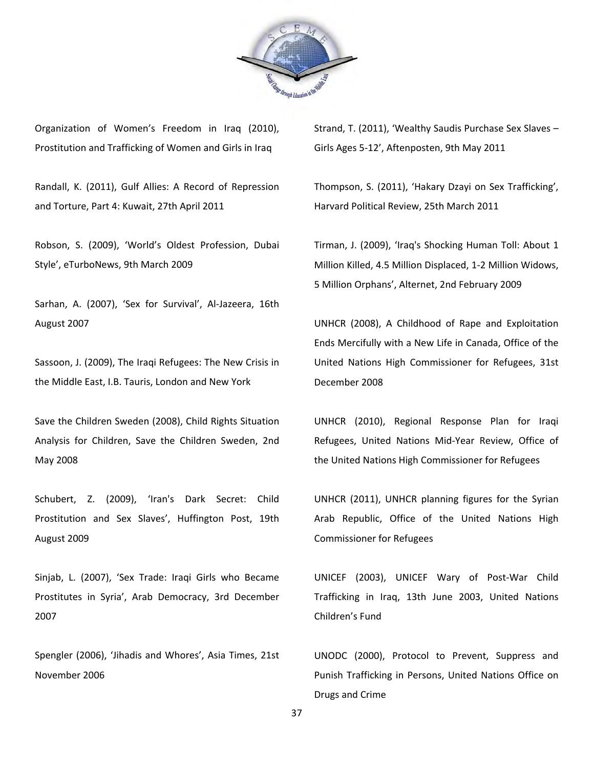Organization of Women's Freedom in Iraq (2010), Prostitution and Trafficking of Women and Girls in Iraq

Randall, K. (2011), Gulf Allies: A Record of Repression and Torture, Part 4: Kuwait, 27th April 2011

Robson, S. (2009), 'World's Oldest Profession, Dubai Style', eTurboNews, 9th March 2009

Sarhan, A. (2007), 'Sex for Survival', Al-Jazeera, 16th August 2007

Sassoon, J. (2009), The Iraqi Refugees: The New Crisis in the Middle East, I.B. Tauris, London and New York

Save the Children Sweden (2008), Child Rights Situation Analysis for Children, Save the Children Sweden, 2nd May 2008

Schubert, Z. (2009), 'Iran's Dark Secret: Child Prostitution and Sex Slaves', Huffington Post, 19th August 2009

Sinjab, L. (2007), 'Sex Trade: Iraqi Girls who Became Prostitutes in Syria', Arab Democracy, 3rd December 2007

Spengler (2006), 'Jihadis and Whores', Asia Times, 21st November 2006

Strand, T. (2011), 'Wealthy Saudis Purchase Sex Slaves – Girls Ages 5-12', Aftenposten, 9th May 2011

Thompson, S. (2011), 'Hakary Dzayi on Sex Trafficking', Harvard Political Review, 25th March 2011

Tirman, J. (2009), 'Iraq's Shocking Human Toll: About 1 Million Killed, 4.5 Million Displaced, 1-2 Million Widows, 5 Million Orphans', Alternet, 2nd February 2009

UNHCR (2008), A Childhood of Rape and Exploitation Ends Mercifully with a New Life in Canada, Office of the United Nations High Commissioner for Refugees, 31st December 2008

UNHCR (2010), Regional Response Plan for Iraqi Refugees, United Nations Mid-Year Review, Office of the United Nations High Commissioner for Refugees

UNHCR (2011), UNHCR planning figures for the Syrian Arab Republic, Office of the United Nations High Commissioner for Refugees

UNICEF (2003), UNICEF Wary of Post-War Child Trafficking in Iraq, 13th June 2003, United Nations Children's Fund

UNODC (2000), Protocol to Prevent, Suppress and Punish Trafficking in Persons, United Nations Office on Drugs and Crime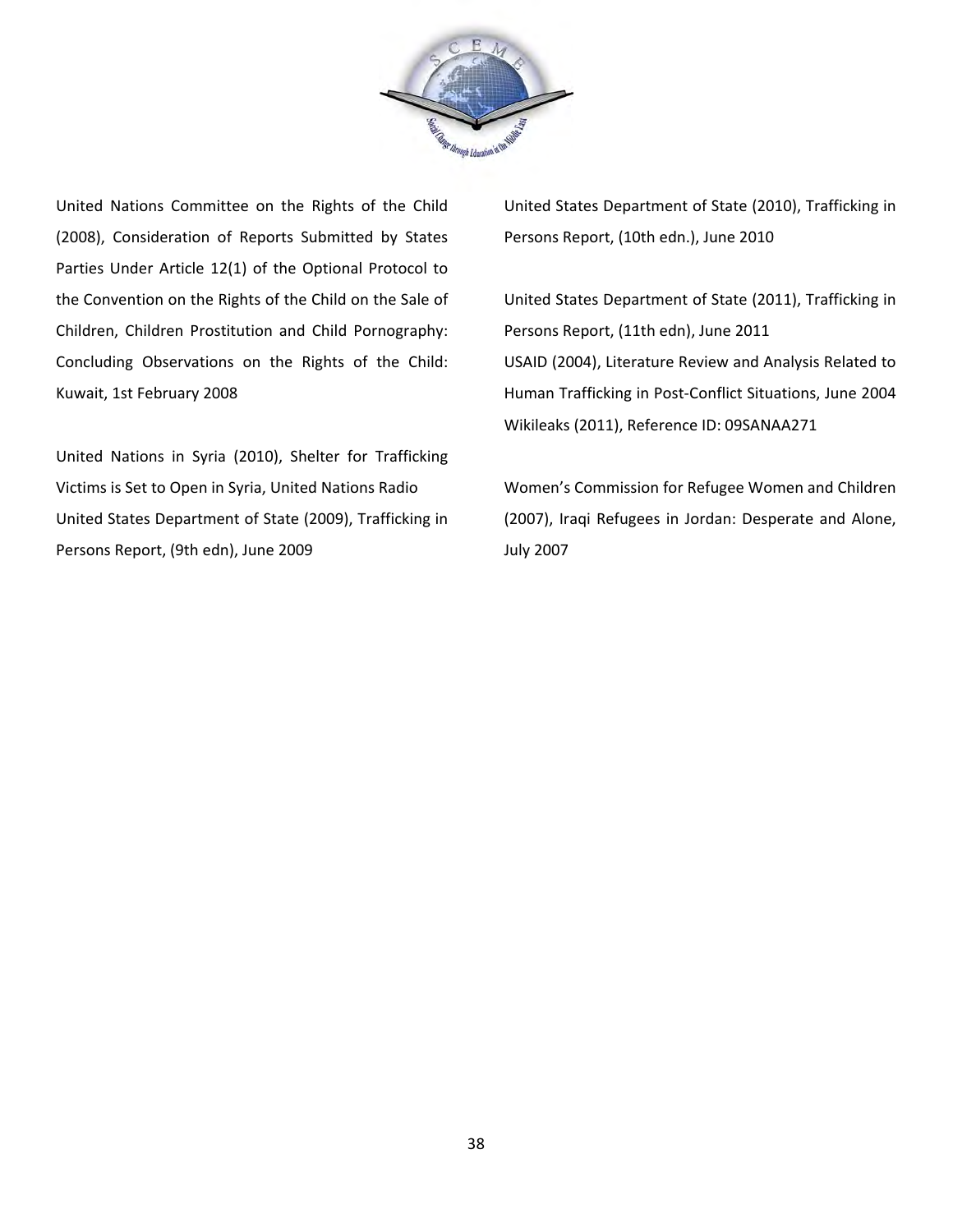United Nations Committee on the Rights of the Child (2008), Consideration of Reports Submitted by States Parties Under Article 12(1) of the Optional Protocol to the Convention on the Rights of the Child on the Sale of Children, Children Prostitution and Child Pornography: Concluding Observations on the Rights of the Child: Kuwait, 1st February 2008

United Nations in Syria (2010), Shelter for Trafficking Victims is Set to Open in Syria, United Nations Radio

United States Department of State (2009), Trafficking in Persons Report, (9th edn), June 2009

United States Department of State (2010), Trafficking in Persons Report, (10th edn.), June 2010

United States Department of State (2011), Trafficking in Persons Report, (11th edn), June 2011

USAID (2004), Literature Review and Analysis Related to Human Trafficking in Post-Conflict Situations, June 2004

Wikileaks (2011), Reference ID: 09SANAA271

Women's Commission for Refugee Women and Children (2007), Iraqi Refugees in Jordan: Desperate and Alone, July 2007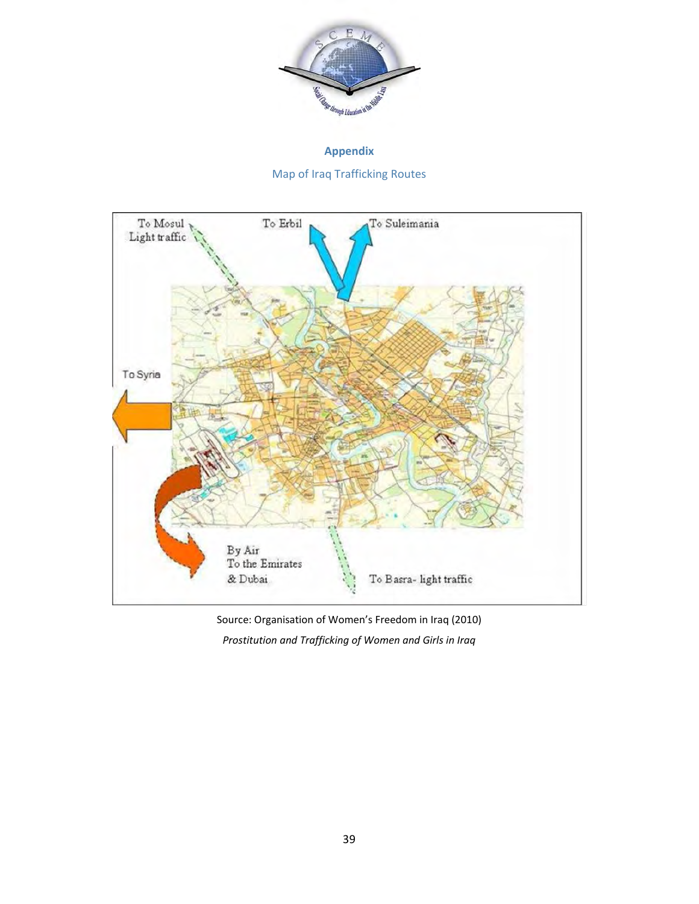## Appendix

Map of Iraq Trafficking Routes

To Mosul Light traffic

To Erbil

To Suleimania

To Syria

By Air To the Emirates & Dubai

To Basra- light traffic

Source: Organisation of Women's Freedom in Iraq (2010)

*Prostitution and Trafficking of Women and Girls in Iraq*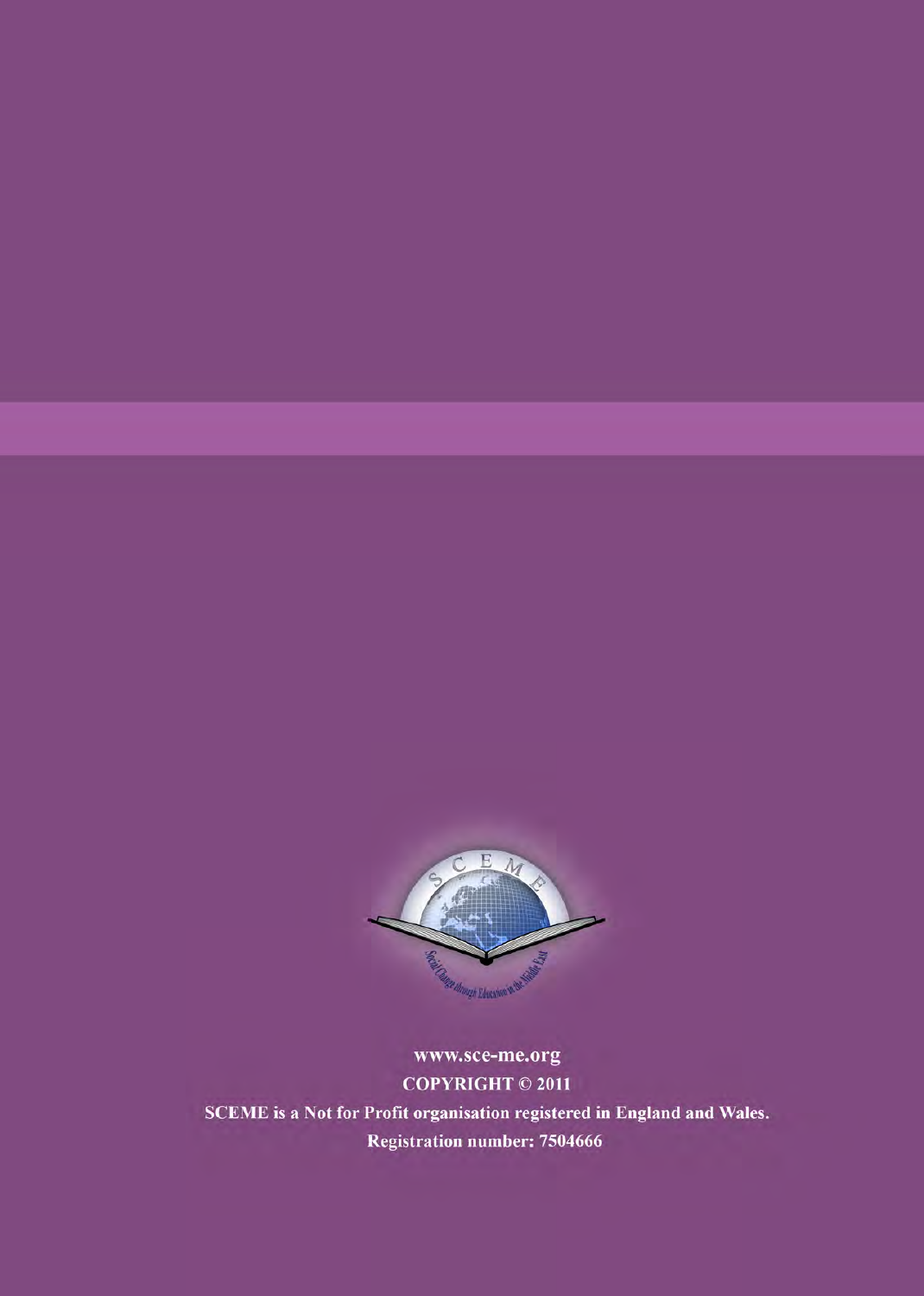www.sce-me.org

COPYRIGHT © 2011

SCEME is a Not for Profit organisation registered in England and Wales.

Registration number: 7504666